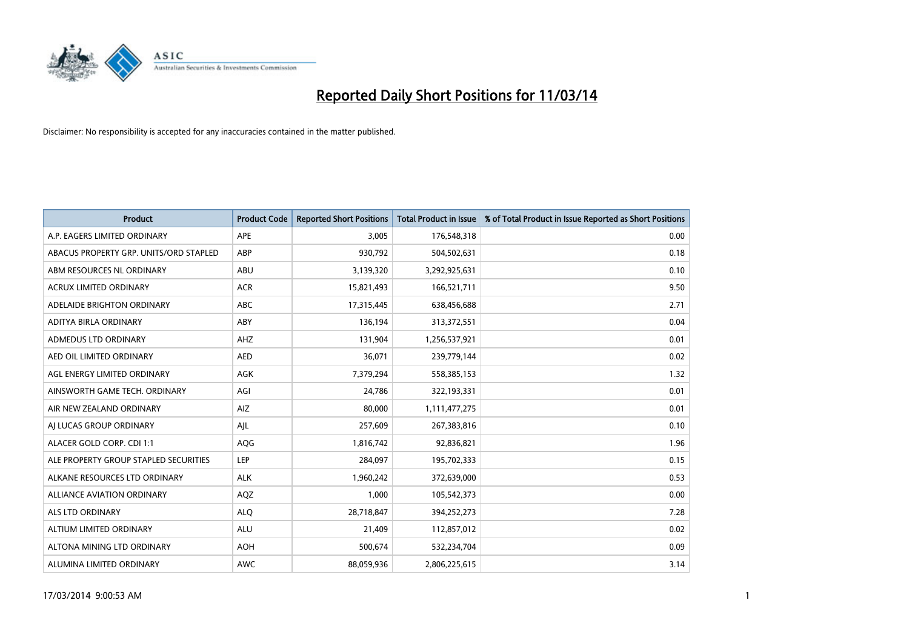# Reported Daily Short Positions for 11/03/14

Disclaimer: No responsibility is accepted for any inaccuracies contained in the matter published.

| Product | Product Code | Reported Short Positions | Total Product in Issue | % of Total Product in Issue Reported as Short Positions |
|---|---|---|---|---|
| A.P. EAGERS LIMITED ORDINARY | APE | 3,005 | 176,548,318 | 0.00 |
| ABACUS PROPERTY GRP. UNITS/ORD STAPLED | ABP | 930,792 | 504,502,631 | 0.18 |
| ABM RESOURCES NL ORDINARY | ABU | 3,139,320 | 3,292,925,631 | 0.10 |
| ACRUX LIMITED ORDINARY | ACR | 15,821,493 | 166,521,711 | 9.50 |
| ADELAIDE BRIGHTON ORDINARY | ABC | 17,315,445 | 638,456,688 | 2.71 |
| ADITYA BIRLA ORDINARY | ABY | 136,194 | 313,372,551 | 0.04 |
| ADMEDUS LTD ORDINARY | AHZ | 131,904 | 1,256,537,921 | 0.01 |
| AED OIL LIMITED ORDINARY | AED | 36,071 | 239,779,144 | 0.02 |
| AGL ENERGY LIMITED ORDINARY | AGK | 7,379,294 | 558,385,153 | 1.32 |
| AINSWORTH GAME TECH. ORDINARY | AGI | 24,786 | 322,193,331 | 0.01 |
| AIR NEW ZEALAND ORDINARY | AIZ | 80,000 | 1,111,477,275 | 0.01 |
| AJ LUCAS GROUP ORDINARY | AJL | 257,609 | 267,383,816 | 0.10 |
| ALACER GOLD CORP. CDI 1:1 | AQG | 1,816,742 | 92,836,821 | 1.96 |
| ALE PROPERTY GROUP STAPLED SECURITIES | LEP | 284,097 | 195,702,333 | 0.15 |
| ALKANE RESOURCES LTD ORDINARY | ALK | 1,960,242 | 372,639,000 | 0.53 |
| ALLIANCE AVIATION ORDINARY | AQZ | 1,000 | 105,542,373 | 0.00 |
| ALS LTD ORDINARY | ALQ | 28,718,847 | 394,252,273 | 7.28 |
| ALTIUM LIMITED ORDINARY | ALU | 21,409 | 112,857,012 | 0.02 |
| ALTONA MINING LTD ORDINARY | AOH | 500,674 | 532,234,704 | 0.09 |
| ALUMINA LIMITED ORDINARY | AWC | 88,059,936 | 2,806,225,615 | 3.14 |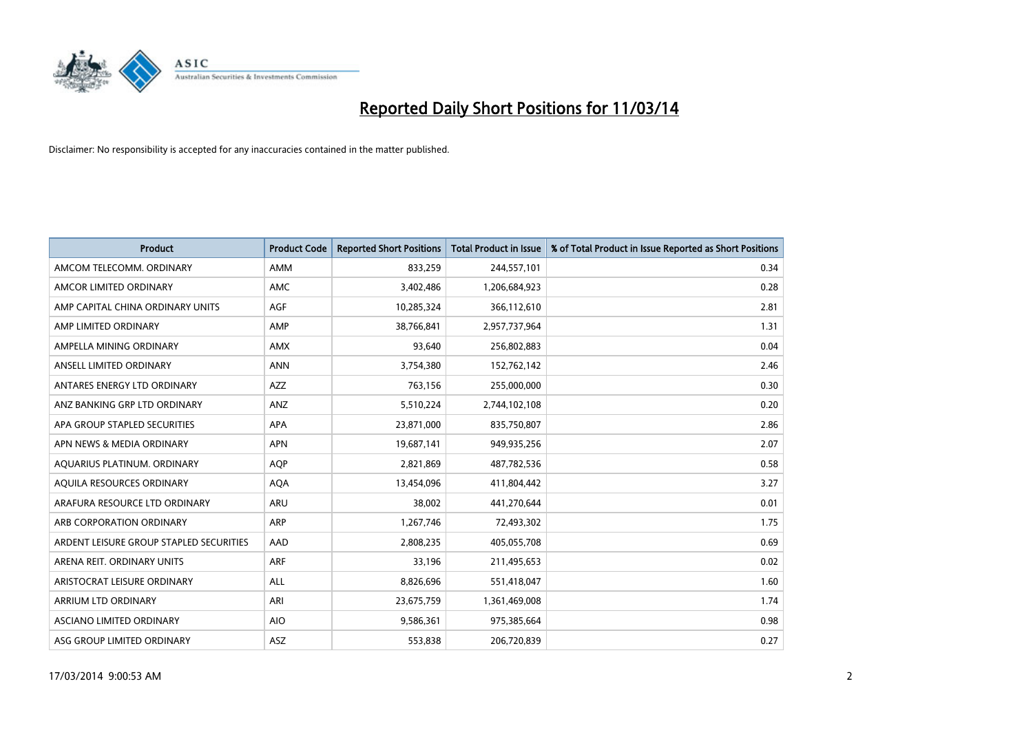# Reported Daily Short Positions for 11/03/14

Disclaimer: No responsibility is accepted for any inaccuracies contained in the matter published.

| Product | Product Code | Reported Short Positions | Total Product in Issue | % of Total Product in Issue Reported as Short Positions |
|---|---|---|---|---|
| AMCOM TELECOMM. ORDINARY | AMM | 833,259 | 244,557,101 | 0.34 |
| AMCOR LIMITED ORDINARY | AMC | 3,402,486 | 1,206,684,923 | 0.28 |
| AMP CAPITAL CHINA ORDINARY UNITS | AGF | 10,285,324 | 366,112,610 | 2.81 |
| AMP LIMITED ORDINARY | AMP | 38,766,841 | 2,957,737,964 | 1.31 |
| AMPELLA MINING ORDINARY | AMX | 93,640 | 256,802,883 | 0.04 |
| ANSELL LIMITED ORDINARY | ANN | 3,754,380 | 152,762,142 | 2.46 |
| ANTARES ENERGY LTD ORDINARY | AZZ | 763,156 | 255,000,000 | 0.30 |
| ANZ BANKING GRP LTD ORDINARY | ANZ | 5,510,224 | 2,744,102,108 | 0.20 |
| APA GROUP STAPLED SECURITIES | APA | 23,871,000 | 835,750,807 | 2.86 |
| APN NEWS & MEDIA ORDINARY | APN | 19,687,141 | 949,935,256 | 2.07 |
| AQUARIUS PLATINUM. ORDINARY | AQP | 2,821,869 | 487,782,536 | 0.58 |
| AQUILA RESOURCES ORDINARY | AQA | 13,454,096 | 411,804,442 | 3.27 |
| ARAFURA RESOURCE LTD ORDINARY | ARU | 38,002 | 441,270,644 | 0.01 |
| ARB CORPORATION ORDINARY | ARP | 1,267,746 | 72,493,302 | 1.75 |
| ARDENT LEISURE GROUP STAPLED SECURITIES | AAD | 2,808,235 | 405,055,708 | 0.69 |
| ARENA REIT. ORDINARY UNITS | ARF | 33,196 | 211,495,653 | 0.02 |
| ARISTOCRAT LEISURE ORDINARY | ALL | 8,826,696 | 551,418,047 | 1.60 |
| ARRIUM LTD ORDINARY | ARI | 23,675,759 | 1,361,469,008 | 1.74 |
| ASCIANO LIMITED ORDINARY | AIO | 9,586,361 | 975,385,664 | 0.98 |
| ASG GROUP LIMITED ORDINARY | ASZ | 553,838 | 206,720,839 | 0.27 |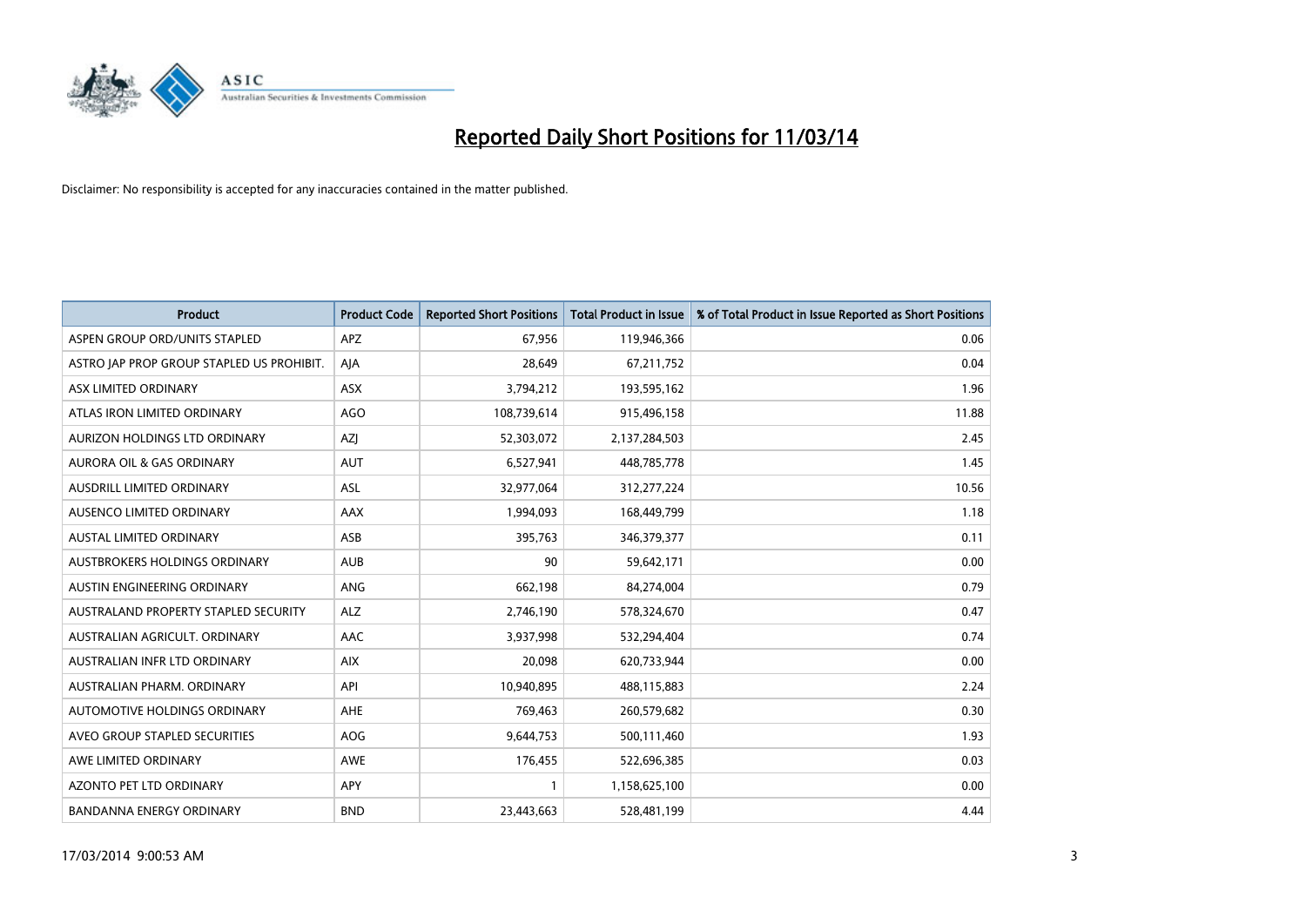# Reported Daily Short Positions for 11/03/14

Disclaimer: No responsibility is accepted for any inaccuracies contained in the matter published.

| Product | Product Code | Reported Short Positions | Total Product in Issue | % of Total Product in Issue Reported as Short Positions |
|---|---|---|---|---|
| ASPEN GROUP ORD/UNITS STAPLED | APZ | 67,956 | 119,946,366 | 0.06 |
| ASTRO JAP PROP GROUP STAPLED US PROHIBIT. | AJA | 28,649 | 67,211,752 | 0.04 |
| ASX LIMITED ORDINARY | ASX | 3,794,212 | 193,595,162 | 1.96 |
| ATLAS IRON LIMITED ORDINARY | AGO | 108,739,614 | 915,496,158 | 11.88 |
| AURIZON HOLDINGS LTD ORDINARY | AZJ | 52,303,072 | 2,137,284,503 | 2.45 |
| AURORA OIL & GAS ORDINARY | AUT | 6,527,941 | 448,785,778 | 1.45 |
| AUSDRILL LIMITED ORDINARY | ASL | 32,977,064 | 312,277,224 | 10.56 |
| AUSENCO LIMITED ORDINARY | AAX | 1,994,093 | 168,449,799 | 1.18 |
| AUSTAL LIMITED ORDINARY | ASB | 395,763 | 346,379,377 | 0.11 |
| AUSTBROKERS HOLDINGS ORDINARY | AUB | 90 | 59,642,171 | 0.00 |
| AUSTIN ENGINEERING ORDINARY | ANG | 662,198 | 84,274,004 | 0.79 |
| AUSTRALAND PROPERTY STAPLED SECURITY | ALZ | 2,746,190 | 578,324,670 | 0.47 |
| AUSTRALIAN AGRICULT. ORDINARY | AAC | 3,937,998 | 532,294,404 | 0.74 |
| AUSTRALIAN INFR LTD ORDINARY | AIX | 20,098 | 620,733,944 | 0.00 |
| AUSTRALIAN PHARM. ORDINARY | API | 10,940,895 | 488,115,883 | 2.24 |
| AUTOMOTIVE HOLDINGS ORDINARY | AHE | 769,463 | 260,579,682 | 0.30 |
| AVEO GROUP STAPLED SECURITIES | AOG | 9,644,753 | 500,111,460 | 1.93 |
| AWE LIMITED ORDINARY | AWE | 176,455 | 522,696,385 | 0.03 |
| AZONTO PET LTD ORDINARY | APY | 1 | 1,158,625,100 | 0.00 |
| BANDANNA ENERGY ORDINARY | BND | 23,443,663 | 528,481,199 | 4.44 |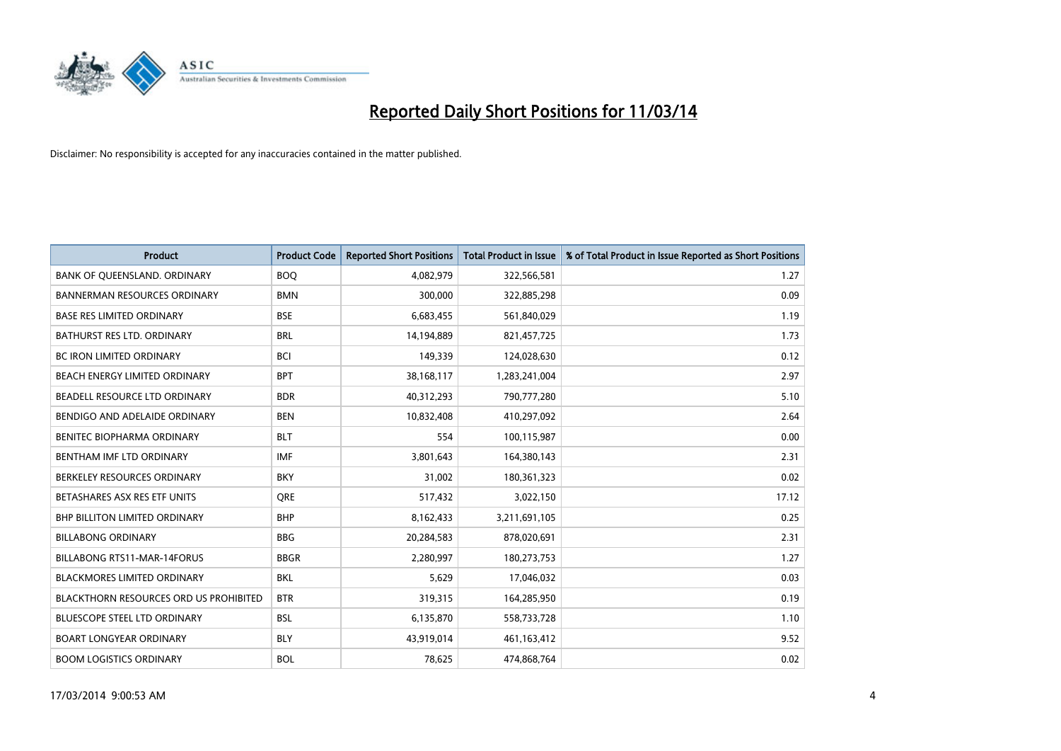# Reported Daily Short Positions for 11/03/14

Disclaimer: No responsibility is accepted for any inaccuracies contained in the matter published.

| Product | Product Code | Reported Short Positions | Total Product in Issue | % of Total Product in Issue Reported as Short Positions |
|---|---|---|---|---|
| BANK OF QUEENSLAND. ORDINARY | BOQ | 4,082,979 | 322,566,581 | 1.27 |
| BANNERMAN RESOURCES ORDINARY | BMN | 300,000 | 322,885,298 | 0.09 |
| BASE RES LIMITED ORDINARY | BSE | 6,683,455 | 561,840,029 | 1.19 |
| BATHURST RES LTD. ORDINARY | BRL | 14,194,889 | 821,457,725 | 1.73 |
| BC IRON LIMITED ORDINARY | BCI | 149,339 | 124,028,630 | 0.12 |
| BEACH ENERGY LIMITED ORDINARY | BPT | 38,168,117 | 1,283,241,004 | 2.97 |
| BEADELL RESOURCE LTD ORDINARY | BDR | 40,312,293 | 790,777,280 | 5.10 |
| BENDIGO AND ADELAIDE ORDINARY | BEN | 10,832,408 | 410,297,092 | 2.64 |
| BENITEC BIOPHARMA ORDINARY | BLT | 554 | 100,115,987 | 0.00 |
| BENTHAM IMF LTD ORDINARY | IMF | 3,801,643 | 164,380,143 | 2.31 |
| BERKELEY RESOURCES ORDINARY | BKY | 31,002 | 180,361,323 | 0.02 |
| BETASHARES ASX RES ETF UNITS | QRE | 517,432 | 3,022,150 | 17.12 |
| BHP BILLITON LIMITED ORDINARY | BHP | 8,162,433 | 3,211,691,105 | 0.25 |
| BILLABONG ORDINARY | BBG | 20,284,583 | 878,020,691 | 2.31 |
| BILLABONG RTS11-MAR-14FORUS | BBGR | 2,280,997 | 180,273,753 | 1.27 |
| BLACKMORES LIMITED ORDINARY | BKL | 5,629 | 17,046,032 | 0.03 |
| BLACKTHORN RESOURCES ORD US PROHIBITED | BTR | 319,315 | 164,285,950 | 0.19 |
| BLUESCOPE STEEL LTD ORDINARY | BSL | 6,135,870 | 558,733,728 | 1.10 |
| BOART LONGYEAR ORDINARY | BLY | 43,919,014 | 461,163,412 | 9.52 |
| BOOM LOGISTICS ORDINARY | BOL | 78,625 | 474,868,764 | 0.02 |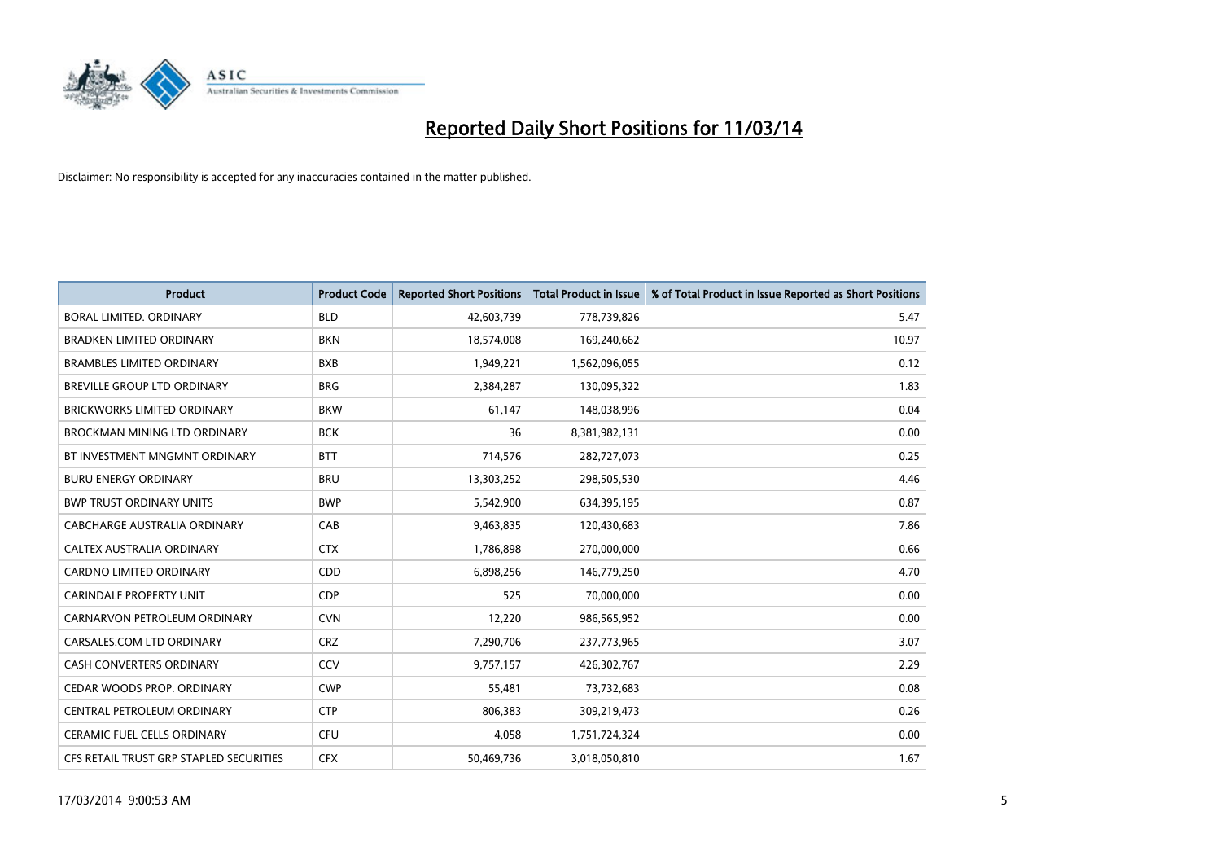# Reported Daily Short Positions for 11/03/14

Disclaimer: No responsibility is accepted for any inaccuracies contained in the matter published.

| Product | Product Code | Reported Short Positions | Total Product in Issue | % of Total Product in Issue Reported as Short Positions |
| --- | --- | --- | --- | --- |
| BORAL LIMITED. ORDINARY | BLD | 42,603,739 | 778,739,826 | 5.47 |
| BRADKEN LIMITED ORDINARY | BKN | 18,574,008 | 169,240,662 | 10.97 |
| BRAMBLES LIMITED ORDINARY | BXB | 1,949,221 | 1,562,096,055 | 0.12 |
| BREVILLE GROUP LTD ORDINARY | BRG | 2,384,287 | 130,095,322 | 1.83 |
| BRICKWORKS LIMITED ORDINARY | BKW | 61,147 | 148,038,996 | 0.04 |
| BROCKMAN MINING LTD ORDINARY | BCK | 36 | 8,381,982,131 | 0.00 |
| BT INVESTMENT MNGMNT ORDINARY | BTT | 714,576 | 282,727,073 | 0.25 |
| BURU ENERGY ORDINARY | BRU | 13,303,252 | 298,505,530 | 4.46 |
| BWP TRUST ORDINARY UNITS | BWP | 5,542,900 | 634,395,195 | 0.87 |
| CABCHARGE AUSTRALIA ORDINARY | CAB | 9,463,835 | 120,430,683 | 7.86 |
| CALTEX AUSTRALIA ORDINARY | CTX | 1,786,898 | 270,000,000 | 0.66 |
| CARDNO LIMITED ORDINARY | CDD | 6,898,256 | 146,779,250 | 4.70 |
| CARINDALE PROPERTY UNIT | CDP | 525 | 70,000,000 | 0.00 |
| CARNARVON PETROLEUM ORDINARY | CVN | 12,220 | 986,565,952 | 0.00 |
| CARSALES.COM LTD ORDINARY | CRZ | 7,290,706 | 237,773,965 | 3.07 |
| CASH CONVERTERS ORDINARY | CCV | 9,757,157 | 426,302,767 | 2.29 |
| CEDAR WOODS PROP. ORDINARY | CWP | 55,481 | 73,732,683 | 0.08 |
| CENTRAL PETROLEUM ORDINARY | CTP | 806,383 | 309,219,473 | 0.26 |
| CERAMIC FUEL CELLS ORDINARY | CFU | 4,058 | 1,751,724,324 | 0.00 |
| CFS RETAIL TRUST GRP STAPLED SECURITIES | CFX | 50,469,736 | 3,018,050,810 | 1.67 |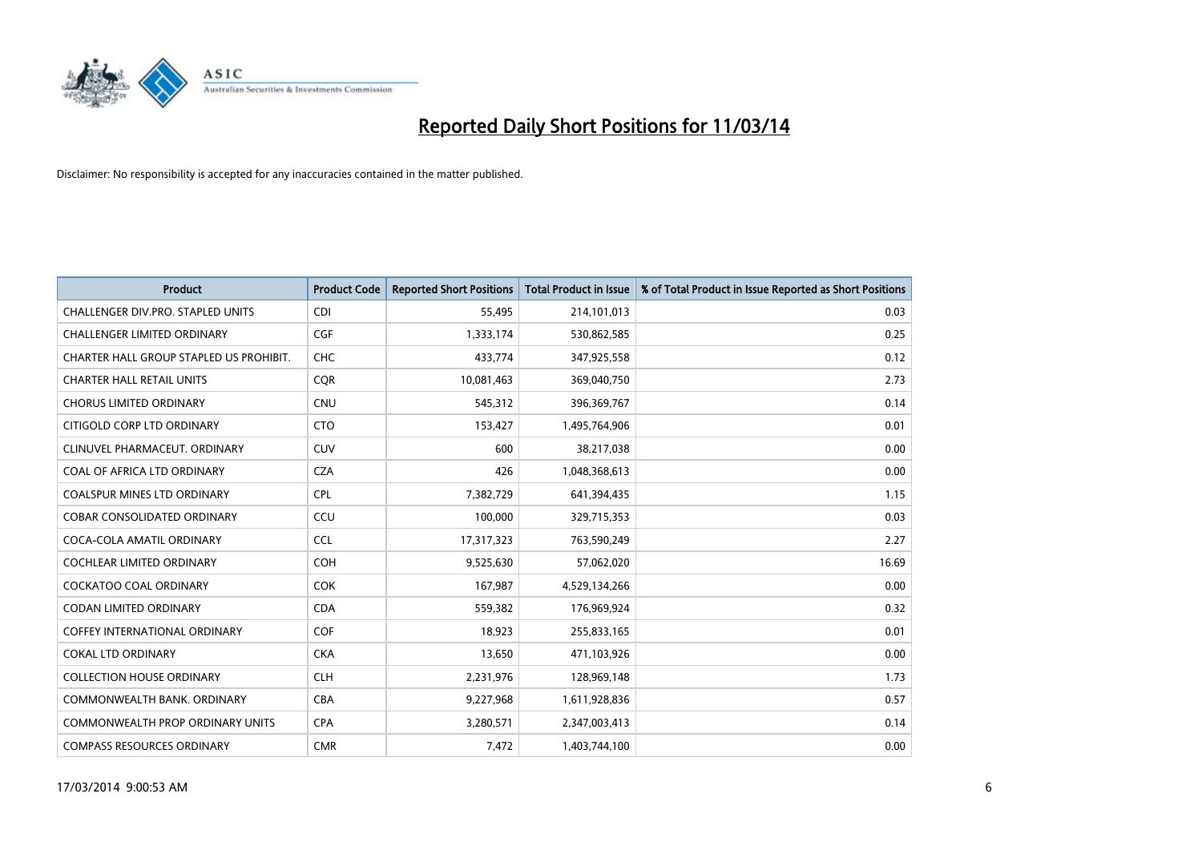# Reported Daily Short Positions for 11/03/14

Disclaimer: No responsibility is accepted for any inaccuracies contained in the matter published.

| Product | Product Code | Reported Short Positions | Total Product in Issue | % of Total Product in Issue Reported as Short Positions |
|---|---|---|---|---|
| CHALLENGER DIV.PRO. STAPLED UNITS | CDI | 55,495 | 214,101,013 | 0.03 |
| CHALLENGER LIMITED ORDINARY | CGF | 1,333,174 | 530,862,585 | 0.25 |
| CHARTER HALL GROUP STAPLED US PROHIBIT. | CHC | 433,774 | 347,925,558 | 0.12 |
| CHARTER HALL RETAIL UNITS | CQR | 10,081,463 | 369,040,750 | 2.73 |
| CHORUS LIMITED ORDINARY | CNU | 545,312 | 396,369,767 | 0.14 |
| CITIGOLD CORP LTD ORDINARY | CTO | 153,427 | 1,495,764,906 | 0.01 |
| CLINUVEL PHARMACEUT. ORDINARY | CUV | 600 | 38,217,038 | 0.00 |
| COAL OF AFRICA LTD ORDINARY | CZA | 426 | 1,048,368,613 | 0.00 |
| COALSPUR MINES LTD ORDINARY | CPL | 7,382,729 | 641,394,435 | 1.15 |
| COBAR CONSOLIDATED ORDINARY | CCU | 100,000 | 329,715,353 | 0.03 |
| COCA-COLA AMATIL ORDINARY | CCL | 17,317,323 | 763,590,249 | 2.27 |
| COCHLEAR LIMITED ORDINARY | COH | 9,525,630 | 57,062,020 | 16.69 |
| COCKATOO COAL ORDINARY | COK | 167,987 | 4,529,134,266 | 0.00 |
| CODAN LIMITED ORDINARY | CDA | 559,382 | 176,969,924 | 0.32 |
| COFFEY INTERNATIONAL ORDINARY | COF | 18,923 | 255,833,165 | 0.01 |
| COKAL LTD ORDINARY | CKA | 13,650 | 471,103,926 | 0.00 |
| COLLECTION HOUSE ORDINARY | CLH | 2,231,976 | 128,969,148 | 1.73 |
| COMMONWEALTH BANK. ORDINARY | CBA | 9,227,968 | 1,611,928,836 | 0.57 |
| COMMONWEALTH PROP ORDINARY UNITS | CPA | 3,280,571 | 2,347,003,413 | 0.14 |
| COMPASS RESOURCES ORDINARY | CMR | 7,472 | 1,403,744,100 | 0.00 |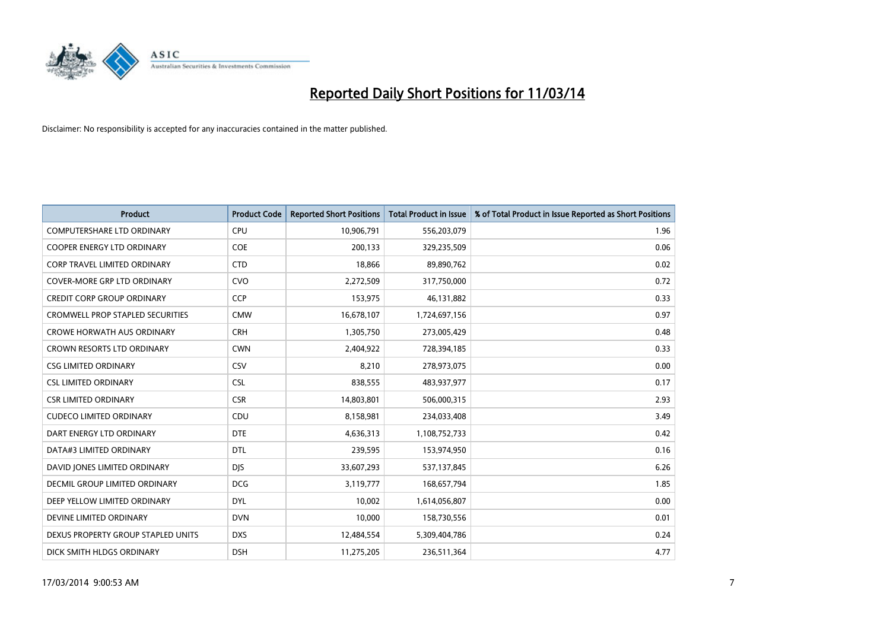# Reported Daily Short Positions for 11/03/14

Disclaimer: No responsibility is accepted for any inaccuracies contained in the matter published.

| Product | Product Code | Reported Short Positions | Total Product in Issue | % of Total Product in Issue Reported as Short Positions |
|---|---|---|---|---|
| COMPUTERSHARE LTD ORDINARY | CPU | 10,906,791 | 556,203,079 | 1.96 |
| COOPER ENERGY LTD ORDINARY | COE | 200,133 | 329,235,509 | 0.06 |
| CORP TRAVEL LIMITED ORDINARY | CTD | 18,866 | 89,890,762 | 0.02 |
| COVER-MORE GRP LTD ORDINARY | CVO | 2,272,509 | 317,750,000 | 0.72 |
| CREDIT CORP GROUP ORDINARY | CCP | 153,975 | 46,131,882 | 0.33 |
| CROMWELL PROP STAPLED SECURITIES | CMW | 16,678,107 | 1,724,697,156 | 0.97 |
| CROWE HORWATH AUS ORDINARY | CRH | 1,305,750 | 273,005,429 | 0.48 |
| CROWN RESORTS LTD ORDINARY | CWN | 2,404,922 | 728,394,185 | 0.33 |
| CSG LIMITED ORDINARY | CSV | 8,210 | 278,973,075 | 0.00 |
| CSL LIMITED ORDINARY | CSL | 838,555 | 483,937,977 | 0.17 |
| CSR LIMITED ORDINARY | CSR | 14,803,801 | 506,000,315 | 2.93 |
| CUDECO LIMITED ORDINARY | CDU | 8,158,981 | 234,033,408 | 3.49 |
| DART ENERGY LTD ORDINARY | DTE | 4,636,313 | 1,108,752,733 | 0.42 |
| DATA#3 LIMITED ORDINARY | DTL | 239,595 | 153,974,950 | 0.16 |
| DAVID JONES LIMITED ORDINARY | DJS | 33,607,293 | 537,137,845 | 6.26 |
| DECMIL GROUP LIMITED ORDINARY | DCG | 3,119,777 | 168,657,794 | 1.85 |
| DEEP YELLOW LIMITED ORDINARY | DYL | 10,002 | 1,614,056,807 | 0.00 |
| DEVINE LIMITED ORDINARY | DVN | 10,000 | 158,730,556 | 0.01 |
| DEXUS PROPERTY GROUP STAPLED UNITS | DXS | 12,484,554 | 5,309,404,786 | 0.24 |
| DICK SMITH HLDGS ORDINARY | DSH | 11,275,205 | 236,511,364 | 4.77 |

17/03/2014 9:00:53 AM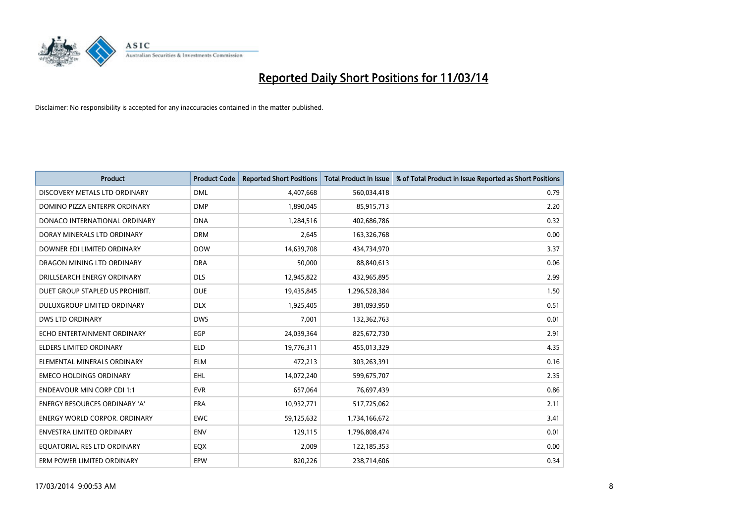# Reported Daily Short Positions for 11/03/14

Disclaimer: No responsibility is accepted for any inaccuracies contained in the matter published.

| Product | Product Code | Reported Short Positions | Total Product in Issue | % of Total Product in Issue Reported as Short Positions |
|---|---|---|---|---|
| DISCOVERY METALS LTD ORDINARY | DML | 4,407,668 | 560,034,418 | 0.79 |
| DOMINO PIZZA ENTERPR ORDINARY | DMP | 1,890,045 | 85,915,713 | 2.20 |
| DONACO INTERNATIONAL ORDINARY | DNA | 1,284,516 | 402,686,786 | 0.32 |
| DORAY MINERALS LTD ORDINARY | DRM | 2,645 | 163,326,768 | 0.00 |
| DOWNER EDI LIMITED ORDINARY | DOW | 14,639,708 | 434,734,970 | 3.37 |
| DRAGON MINING LTD ORDINARY | DRA | 50,000 | 88,840,613 | 0.06 |
| DRILLSEARCH ENERGY ORDINARY | DLS | 12,945,822 | 432,965,895 | 2.99 |
| DUET GROUP STAPLED US PROHIBIT. | DUE | 19,435,845 | 1,296,528,384 | 1.50 |
| DULUXGROUP LIMITED ORDINARY | DLX | 1,925,405 | 381,093,950 | 0.51 |
| DWS LTD ORDINARY | DWS | 7,001 | 132,362,763 | 0.01 |
| ECHO ENTERTAINMENT ORDINARY | EGP | 24,039,364 | 825,672,730 | 2.91 |
| ELDERS LIMITED ORDINARY | ELD | 19,776,311 | 455,013,329 | 4.35 |
| ELEMENTAL MINERALS ORDINARY | ELM | 472,213 | 303,263,391 | 0.16 |
| EMECO HOLDINGS ORDINARY | EHL | 14,072,240 | 599,675,707 | 2.35 |
| ENDEAVOUR MIN CORP CDI 1:1 | EVR | 657,064 | 76,697,439 | 0.86 |
| ENERGY RESOURCES ORDINARY 'A' | ERA | 10,932,771 | 517,725,062 | 2.11 |
| ENERGY WORLD CORPOR. ORDINARY | EWC | 59,125,632 | 1,734,166,672 | 3.41 |
| ENVESTRA LIMITED ORDINARY | ENV | 129,115 | 1,796,808,474 | 0.01 |
| EQUATORIAL RES LTD ORDINARY | EQX | 2,009 | 122,185,353 | 0.00 |
| ERM POWER LIMITED ORDINARY | EPW | 820,226 | 238,714,606 | 0.34 |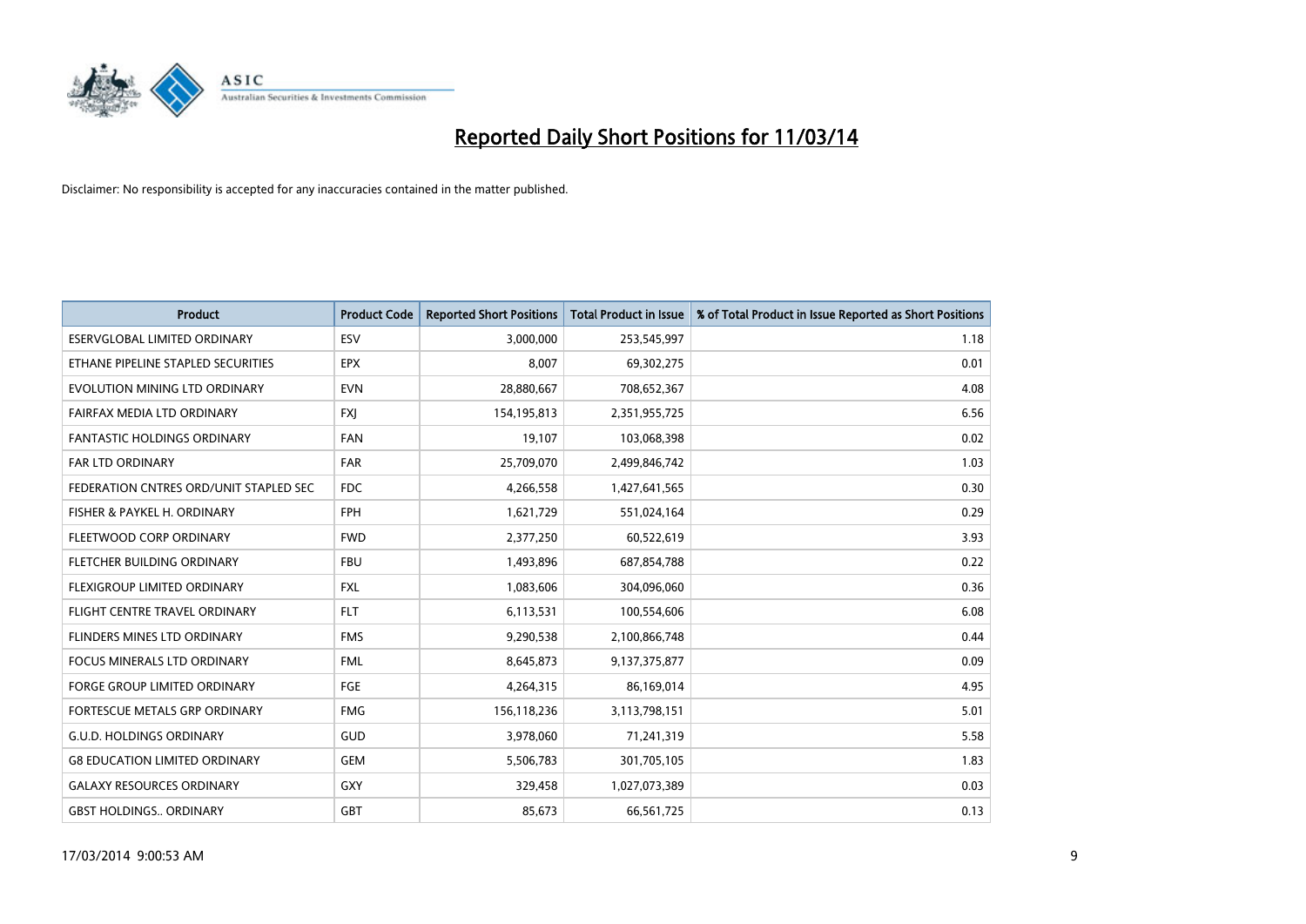# Reported Daily Short Positions for 11/03/14

Disclaimer: No responsibility is accepted for any inaccuracies contained in the matter published.

| Product | Product Code | Reported Short Positions | Total Product in Issue | % of Total Product in Issue Reported as Short Positions |
|---|---|---|---|---|
| ESERVGLOBAL LIMITED ORDINARY | ESV | 3,000,000 | 253,545,997 | 1.18 |
| ETHANE PIPELINE STAPLED SECURITIES | EPX | 8,007 | 69,302,275 | 0.01 |
| EVOLUTION MINING LTD ORDINARY | EVN | 28,880,667 | 708,652,367 | 4.08 |
| FAIRFAX MEDIA LTD ORDINARY | FXJ | 154,195,813 | 2,351,955,725 | 6.56 |
| FANTASTIC HOLDINGS ORDINARY | FAN | 19,107 | 103,068,398 | 0.02 |
| FAR LTD ORDINARY | FAR | 25,709,070 | 2,499,846,742 | 1.03 |
| FEDERATION CNTRES ORD/UNIT STAPLED SEC | FDC | 4,266,558 | 1,427,641,565 | 0.30 |
| FISHER & PAYKEL H. ORDINARY | FPH | 1,621,729 | 551,024,164 | 0.29 |
| FLEETWOOD CORP ORDINARY | FWD | 2,377,250 | 60,522,619 | 3.93 |
| FLETCHER BUILDING ORDINARY | FBU | 1,493,896 | 687,854,788 | 0.22 |
| FLEXIGROUP LIMITED ORDINARY | FXL | 1,083,606 | 304,096,060 | 0.36 |
| FLIGHT CENTRE TRAVEL ORDINARY | FLT | 6,113,531 | 100,554,606 | 6.08 |
| FLINDERS MINES LTD ORDINARY | FMS | 9,290,538 | 2,100,866,748 | 0.44 |
| FOCUS MINERALS LTD ORDINARY | FML | 8,645,873 | 9,137,375,877 | 0.09 |
| FORGE GROUP LIMITED ORDINARY | FGE | 4,264,315 | 86,169,014 | 4.95 |
| FORTESCUE METALS GRP ORDINARY | FMG | 156,118,236 | 3,113,798,151 | 5.01 |
| G.U.D. HOLDINGS ORDINARY | GUD | 3,978,060 | 71,241,319 | 5.58 |
| G8 EDUCATION LIMITED ORDINARY | GEM | 5,506,783 | 301,705,105 | 1.83 |
| GALAXY RESOURCES ORDINARY | GXY | 329,458 | 1,027,073,389 | 0.03 |
| GBST HOLDINGS.. ORDINARY | GBT | 85,673 | 66,561,725 | 0.13 |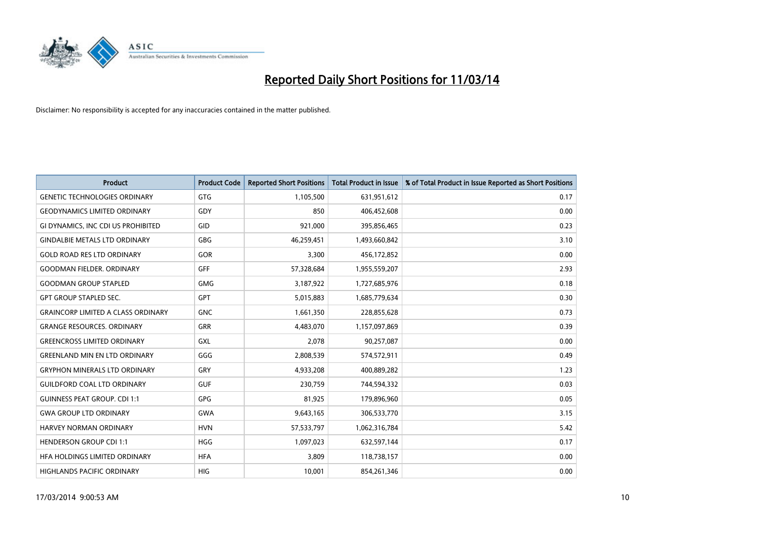# Reported Daily Short Positions for 11/03/14

Disclaimer: No responsibility is accepted for any inaccuracies contained in the matter published.

| Product | Product Code | Reported Short Positions | Total Product in Issue | % of Total Product in Issue Reported as Short Positions |
|---|---|---|---|---|
| GENETIC TECHNOLOGIES ORDINARY | GTG | 1,105,500 | 631,951,612 | 0.17 |
| GEODYNAMICS LIMITED ORDINARY | GDY | 850 | 406,452,608 | 0.00 |
| GI DYNAMICS, INC CDI US PROHIBITED | GID | 921,000 | 395,856,465 | 0.23 |
| GINDALBIE METALS LTD ORDINARY | GBG | 46,259,451 | 1,493,660,842 | 3.10 |
| GOLD ROAD RES LTD ORDINARY | GOR | 3,300 | 456,172,852 | 0.00 |
| GOODMAN FIELDER. ORDINARY | GFF | 57,328,684 | 1,955,559,207 | 2.93 |
| GOODMAN GROUP STAPLED | GMG | 3,187,922 | 1,727,685,976 | 0.18 |
| GPT GROUP STAPLED SEC. | GPT | 5,015,883 | 1,685,779,634 | 0.30 |
| GRAINCORP LIMITED A CLASS ORDINARY | GNC | 1,661,350 | 228,855,628 | 0.73 |
| GRANGE RESOURCES. ORDINARY | GRR | 4,483,070 | 1,157,097,869 | 0.39 |
| GREENCROSS LIMITED ORDINARY | GXL | 2,078 | 90,257,087 | 0.00 |
| GREENLAND MIN EN LTD ORDINARY | GGG | 2,808,539 | 574,572,911 | 0.49 |
| GRYPHON MINERALS LTD ORDINARY | GRY | 4,933,208 | 400,889,282 | 1.23 |
| GUILDFORD COAL LTD ORDINARY | GUF | 230,759 | 744,594,332 | 0.03 |
| GUINNESS PEAT GROUP. CDI 1:1 | GPG | 81,925 | 179,896,960 | 0.05 |
| GWA GROUP LTD ORDINARY | GWA | 9,643,165 | 306,533,770 | 3.15 |
| HARVEY NORMAN ORDINARY | HVN | 57,533,797 | 1,062,316,784 | 5.42 |
| HENDERSON GROUP CDI 1:1 | HGG | 1,097,023 | 632,597,144 | 0.17 |
| HFA HOLDINGS LIMITED ORDINARY | HFA | 3,809 | 118,738,157 | 0.00 |
| HIGHLANDS PACIFIC ORDINARY | HIG | 10,001 | 854,261,346 | 0.00 |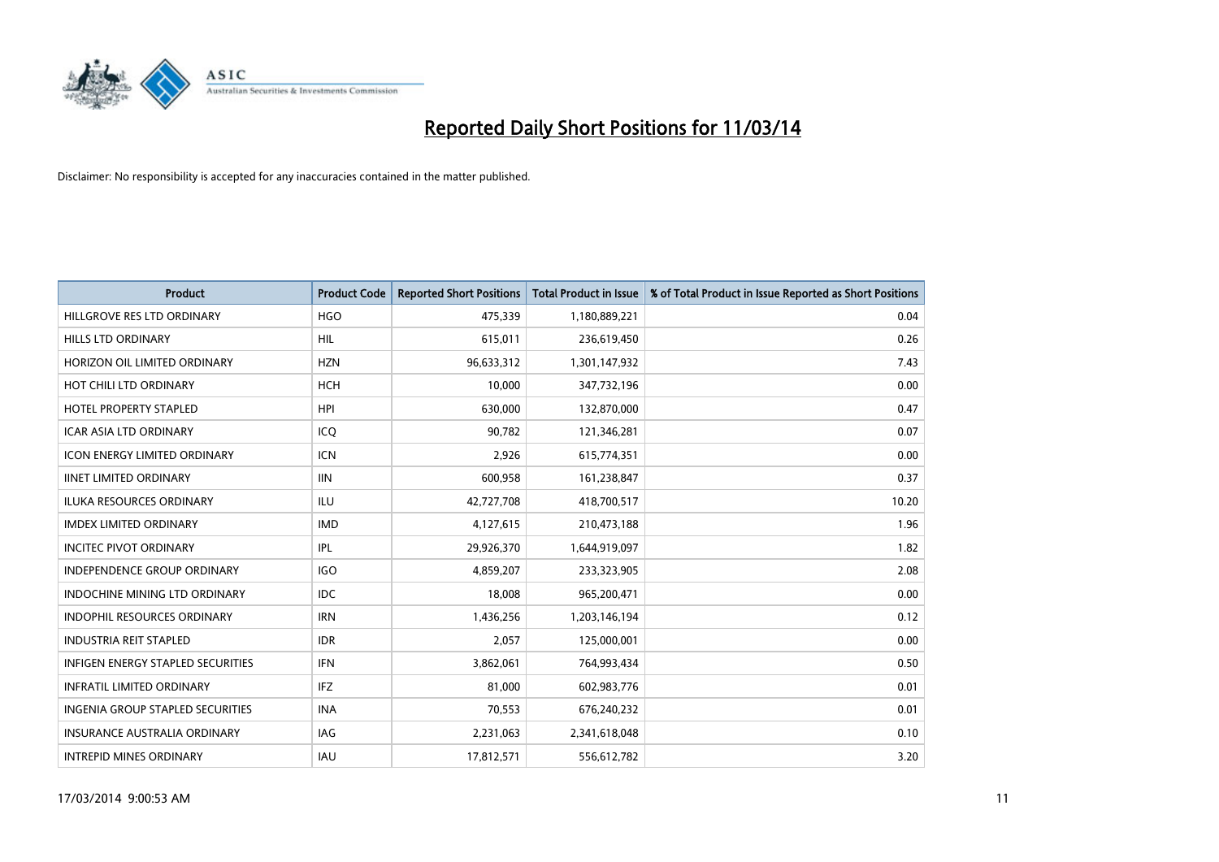# Reported Daily Short Positions for 11/03/14

Disclaimer: No responsibility is accepted for any inaccuracies contained in the matter published.

| Product | Product Code | Reported Short Positions | Total Product in Issue | % of Total Product in Issue Reported as Short Positions |
|---|---|---|---|---|
| HILLGROVE RES LTD ORDINARY | HGO | 475,339 | 1,180,889,221 | 0.04 |
| HILLS LTD ORDINARY | HIL | 615,011 | 236,619,450 | 0.26 |
| HORIZON OIL LIMITED ORDINARY | HZN | 96,633,312 | 1,301,147,932 | 7.43 |
| HOT CHILI LTD ORDINARY | HCH | 10,000 | 347,732,196 | 0.00 |
| HOTEL PROPERTY STAPLED | HPI | 630,000 | 132,870,000 | 0.47 |
| ICAR ASIA LTD ORDINARY | ICQ | 90,782 | 121,346,281 | 0.07 |
| ICON ENERGY LIMITED ORDINARY | ICN | 2,926 | 615,774,351 | 0.00 |
| IINET LIMITED ORDINARY | IIN | 600,958 | 161,238,847 | 0.37 |
| ILUKA RESOURCES ORDINARY | ILU | 42,727,708 | 418,700,517 | 10.20 |
| IMDEX LIMITED ORDINARY | IMD | 4,127,615 | 210,473,188 | 1.96 |
| INCITEC PIVOT ORDINARY | IPL | 29,926,370 | 1,644,919,097 | 1.82 |
| INDEPENDENCE GROUP ORDINARY | IGO | 4,859,207 | 233,323,905 | 2.08 |
| INDOCHINE MINING LTD ORDINARY | IDC | 18,008 | 965,200,471 | 0.00 |
| INDOPHIL RESOURCES ORDINARY | IRN | 1,436,256 | 1,203,146,194 | 0.12 |
| INDUSTRIA REIT STAPLED | IDR | 2,057 | 125,000,001 | 0.00 |
| INFIGEN ENERGY STAPLED SECURITIES | IFN | 3,862,061 | 764,993,434 | 0.50 |
| INFRATIL LIMITED ORDINARY | IFZ | 81,000 | 602,983,776 | 0.01 |
| INGENIA GROUP STAPLED SECURITIES | INA | 70,553 | 676,240,232 | 0.01 |
| INSURANCE AUSTRALIA ORDINARY | IAG | 2,231,063 | 2,341,618,048 | 0.10 |
| INTREPID MINES ORDINARY | IAU | 17,812,571 | 556,612,782 | 3.20 |

17/03/2014 9:00:53 AM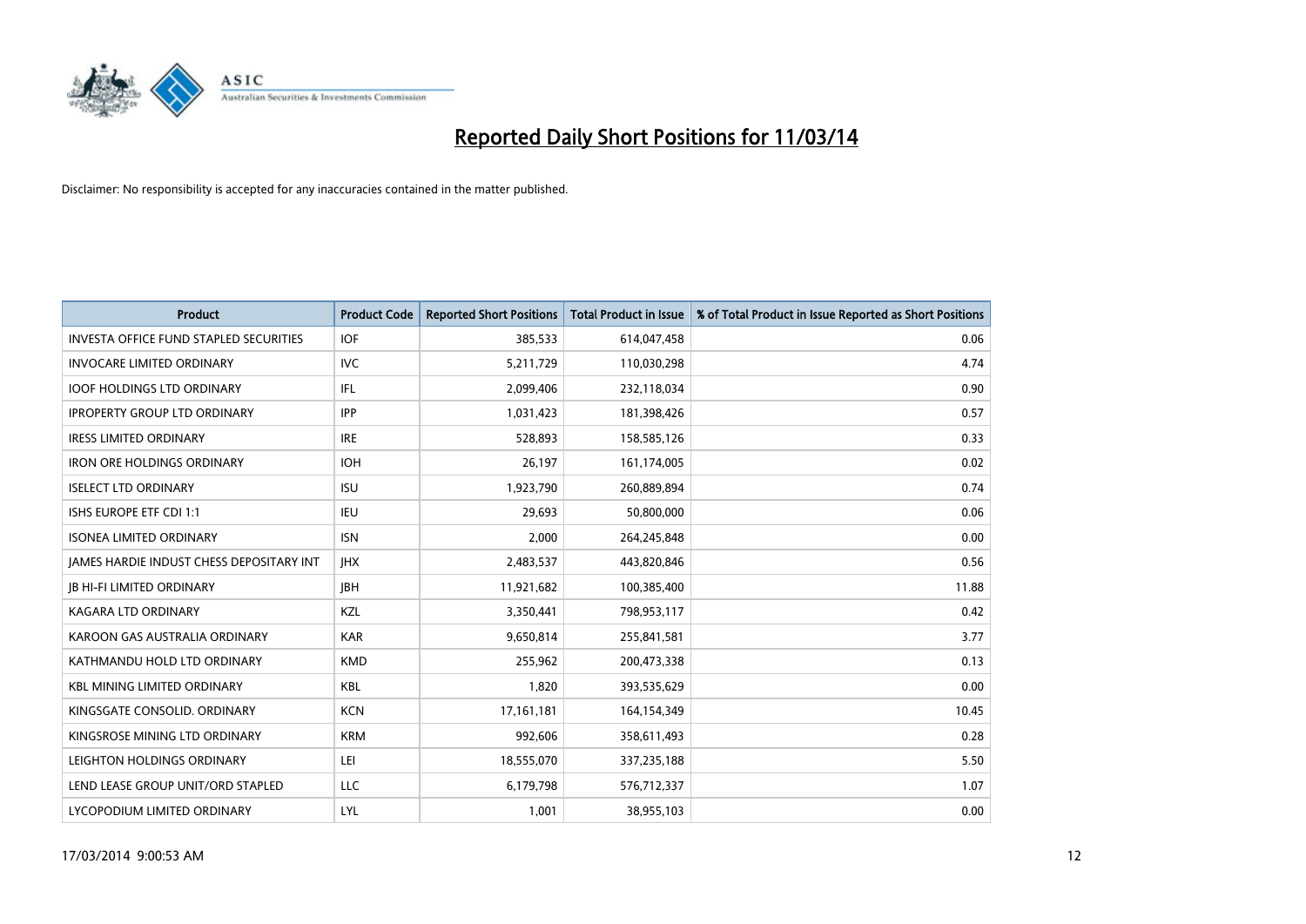# Reported Daily Short Positions for 11/03/14

Disclaimer: No responsibility is accepted for any inaccuracies contained in the matter published.

| Product | Product Code | Reported Short Positions | Total Product in Issue | % of Total Product in Issue Reported as Short Positions |
|---|---|---|---|---|
| INVESTA OFFICE FUND STAPLED SECURITIES | IOF | 385,533 | 614,047,458 | 0.06 |
| INVOCARE LIMITED ORDINARY | IVC | 5,211,729 | 110,030,298 | 4.74 |
| IOOF HOLDINGS LTD ORDINARY | IFL | 2,099,406 | 232,118,034 | 0.90 |
| IPROPERTY GROUP LTD ORDINARY | IPP | 1,031,423 | 181,398,426 | 0.57 |
| IRESS LIMITED ORDINARY | IRE | 528,893 | 158,585,126 | 0.33 |
| IRON ORE HOLDINGS ORDINARY | IOH | 26,197 | 161,174,005 | 0.02 |
| ISELECT LTD ORDINARY | ISU | 1,923,790 | 260,889,894 | 0.74 |
| ISHS EUROPE ETF CDI 1:1 | IEU | 29,693 | 50,800,000 | 0.06 |
| ISONEA LIMITED ORDINARY | ISN | 2,000 | 264,245,848 | 0.00 |
| JAMES HARDIE INDUST CHESS DEPOSITARY INT | JHX | 2,483,537 | 443,820,846 | 0.56 |
| JB HI-FI LIMITED ORDINARY | JBH | 11,921,682 | 100,385,400 | 11.88 |
| KAGARA LTD ORDINARY | KZL | 3,350,441 | 798,953,117 | 0.42 |
| KAROON GAS AUSTRALIA ORDINARY | KAR | 9,650,814 | 255,841,581 | 3.77 |
| KATHMANDU HOLD LTD ORDINARY | KMD | 255,962 | 200,473,338 | 0.13 |
| KBL MINING LIMITED ORDINARY | KBL | 1,820 | 393,535,629 | 0.00 |
| KINGSGATE CONSOLID. ORDINARY | KCN | 17,161,181 | 164,154,349 | 10.45 |
| KINGSROSE MINING LTD ORDINARY | KRM | 992,606 | 358,611,493 | 0.28 |
| LEIGHTON HOLDINGS ORDINARY | LEI | 18,555,070 | 337,235,188 | 5.50 |
| LEND LEASE GROUP UNIT/ORD STAPLED | LLC | 6,179,798 | 576,712,337 | 1.07 |
| LYCOPODIUM LIMITED ORDINARY | LYL | 1,001 | 38,955,103 | 0.00 |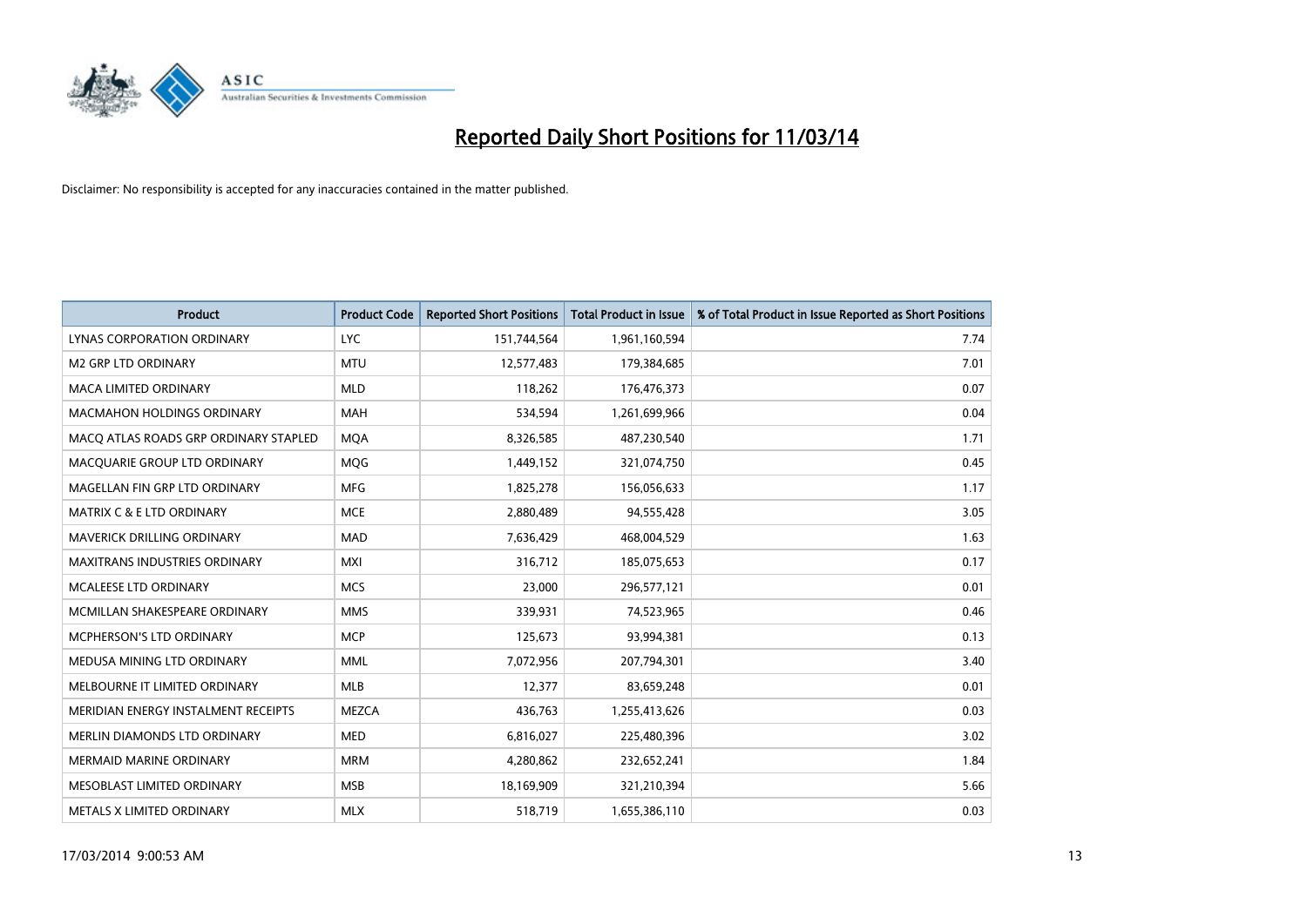# Reported Daily Short Positions for 11/03/14

Disclaimer: No responsibility is accepted for any inaccuracies contained in the matter published.

| Product | Product Code | Reported Short Positions | Total Product in Issue | % of Total Product in Issue Reported as Short Positions |
|---|---|---|---|---|
| LYNAS CORPORATION ORDINARY | LYC | 151,744,564 | 1,961,160,594 | 7.74 |
| M2 GRP LTD ORDINARY | MTU | 12,577,483 | 179,384,685 | 7.01 |
| MACA LIMITED ORDINARY | MLD | 118,262 | 176,476,373 | 0.07 |
| MACMAHON HOLDINGS ORDINARY | MAH | 534,594 | 1,261,699,966 | 0.04 |
| MACQ ATLAS ROADS GRP ORDINARY STAPLED | MQA | 8,326,585 | 487,230,540 | 1.71 |
| MACQUARIE GROUP LTD ORDINARY | MQG | 1,449,152 | 321,074,750 | 0.45 |
| MAGELLAN FIN GRP LTD ORDINARY | MFG | 1,825,278 | 156,056,633 | 1.17 |
| MATRIX C & E LTD ORDINARY | MCE | 2,880,489 | 94,555,428 | 3.05 |
| MAVERICK DRILLING ORDINARY | MAD | 7,636,429 | 468,004,529 | 1.63 |
| MAXITRANS INDUSTRIES ORDINARY | MXI | 316,712 | 185,075,653 | 0.17 |
| MCALEESE LTD ORDINARY | MCS | 23,000 | 296,577,121 | 0.01 |
| MCMILLAN SHAKESPEARE ORDINARY | MMS | 339,931 | 74,523,965 | 0.46 |
| MCPHERSON'S LTD ORDINARY | MCP | 125,673 | 93,994,381 | 0.13 |
| MEDUSA MINING LTD ORDINARY | MML | 7,072,956 | 207,794,301 | 3.40 |
| MELBOURNE IT LIMITED ORDINARY | MLB | 12,377 | 83,659,248 | 0.01 |
| MERIDIAN ENERGY INSTALMENT RECEIPTS | MEZCA | 436,763 | 1,255,413,626 | 0.03 |
| MERLIN DIAMONDS LTD ORDINARY | MED | 6,816,027 | 225,480,396 | 3.02 |
| MERMAID MARINE ORDINARY | MRM | 4,280,862 | 232,652,241 | 1.84 |
| MESOBLAST LIMITED ORDINARY | MSB | 18,169,909 | 321,210,394 | 5.66 |
| METALS X LIMITED ORDINARY | MLX | 518,719 | 1,655,386,110 | 0.03 |

17/03/2014 9:00:53 AM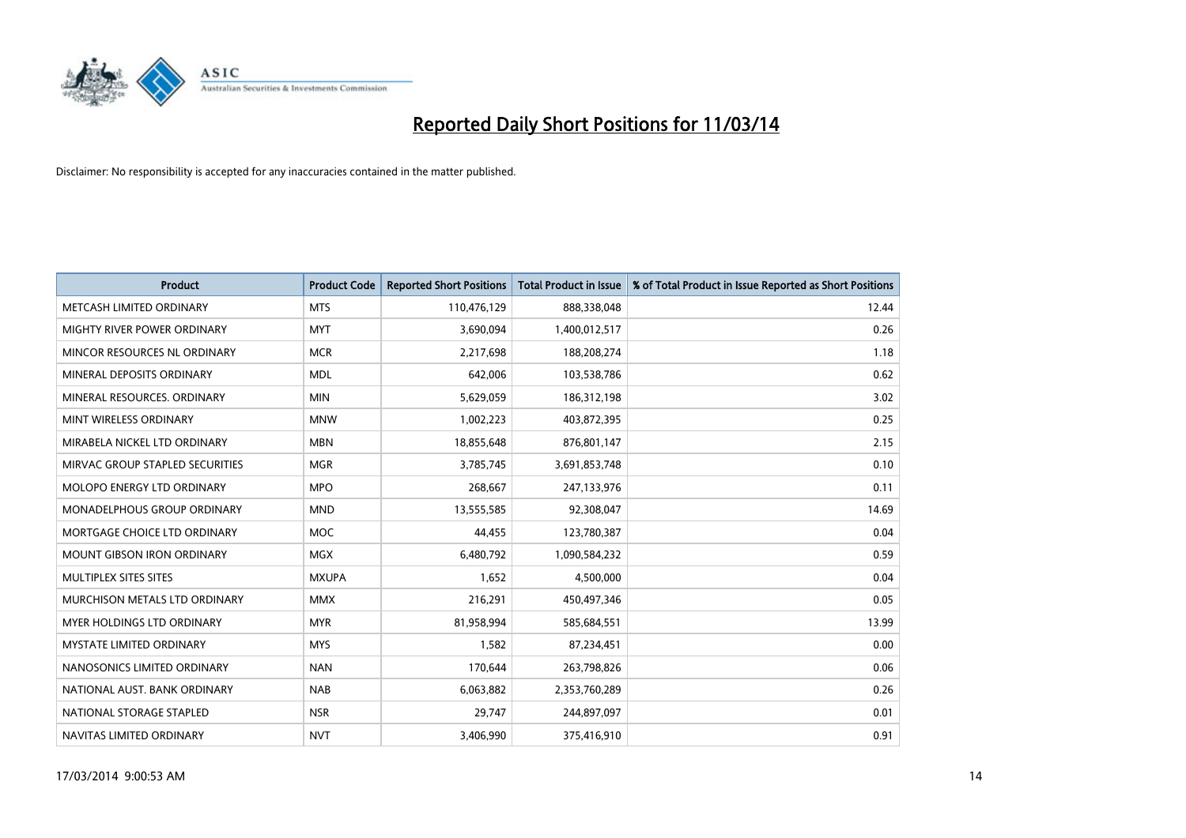# Reported Daily Short Positions for 11/03/14

Disclaimer: No responsibility is accepted for any inaccuracies contained in the matter published.

| Product | Product Code | Reported Short Positions | Total Product in Issue | % of Total Product in Issue Reported as Short Positions |
|---|---|---|---|---|
| METCASH LIMITED ORDINARY | MTS | 110,476,129 | 888,338,048 | 12.44 |
| MIGHTY RIVER POWER ORDINARY | MYT | 3,690,094 | 1,400,012,517 | 0.26 |
| MINCOR RESOURCES NL ORDINARY | MCR | 2,217,698 | 188,208,274 | 1.18 |
| MINERAL DEPOSITS ORDINARY | MDL | 642,006 | 103,538,786 | 0.62 |
| MINERAL RESOURCES. ORDINARY | MIN | 5,629,059 | 186,312,198 | 3.02 |
| MINT WIRELESS ORDINARY | MNW | 1,002,223 | 403,872,395 | 0.25 |
| MIRABELA NICKEL LTD ORDINARY | MBN | 18,855,648 | 876,801,147 | 2.15 |
| MIRVAC GROUP STAPLED SECURITIES | MGR | 3,785,745 | 3,691,853,748 | 0.10 |
| MOLOPO ENERGY LTD ORDINARY | MPO | 268,667 | 247,133,976 | 0.11 |
| MONADELPHOUS GROUP ORDINARY | MND | 13,555,585 | 92,308,047 | 14.69 |
| MORTGAGE CHOICE LTD ORDINARY | MOC | 44,455 | 123,780,387 | 0.04 |
| MOUNT GIBSON IRON ORDINARY | MGX | 6,480,792 | 1,090,584,232 | 0.59 |
| MULTIPLEX SITES SITES | MXUPA | 1,652 | 4,500,000 | 0.04 |
| MURCHISON METALS LTD ORDINARY | MMX | 216,291 | 450,497,346 | 0.05 |
| MYER HOLDINGS LTD ORDINARY | MYR | 81,958,994 | 585,684,551 | 13.99 |
| MYSTATE LIMITED ORDINARY | MYS | 1,582 | 87,234,451 | 0.00 |
| NANOSONICS LIMITED ORDINARY | NAN | 170,644 | 263,798,826 | 0.06 |
| NATIONAL AUST. BANK ORDINARY | NAB | 6,063,882 | 2,353,760,289 | 0.26 |
| NATIONAL STORAGE STAPLED | NSR | 29,747 | 244,897,097 | 0.01 |
| NAVITAS LIMITED ORDINARY | NVT | 3,406,990 | 375,416,910 | 0.91 |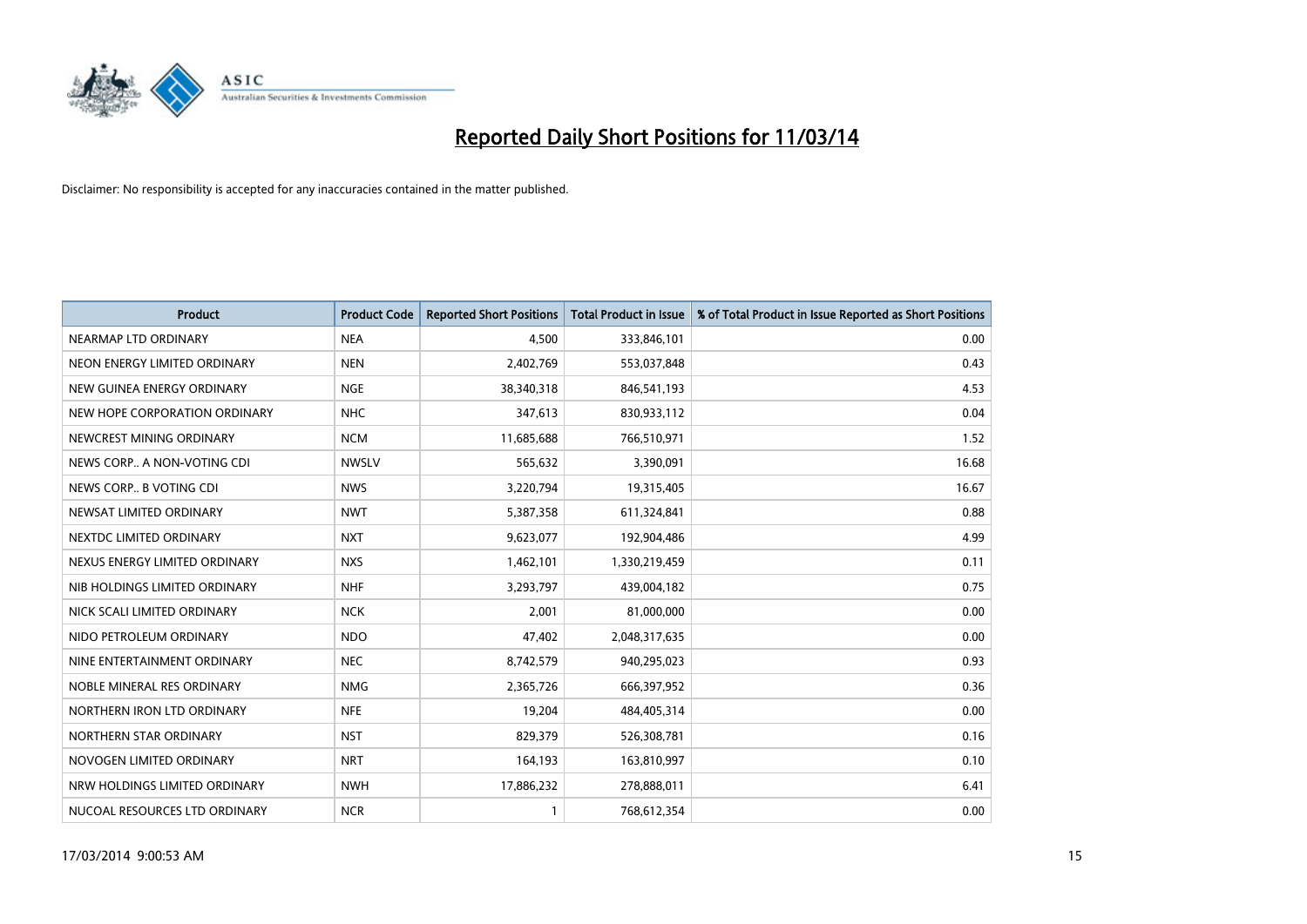# Reported Daily Short Positions for 11/03/14

Disclaimer: No responsibility is accepted for any inaccuracies contained in the matter published.

| Product | Product Code | Reported Short Positions | Total Product in Issue | % of Total Product in Issue Reported as Short Positions |
|---|---|---|---|---|
| NEARMAP LTD ORDINARY | NEA | 4,500 | 333,846,101 | 0.00 |
| NEON ENERGY LIMITED ORDINARY | NEN | 2,402,769 | 553,037,848 | 0.43 |
| NEW GUINEA ENERGY ORDINARY | NGE | 38,340,318 | 846,541,193 | 4.53 |
| NEW HOPE CORPORATION ORDINARY | NHC | 347,613 | 830,933,112 | 0.04 |
| NEWCREST MINING ORDINARY | NCM | 11,685,688 | 766,510,971 | 1.52 |
| NEWS CORP.. A NON-VOTING CDI | NWSLV | 565,632 | 3,390,091 | 16.68 |
| NEWS CORP.. B VOTING CDI | NWS | 3,220,794 | 19,315,405 | 16.67 |
| NEWSAT LIMITED ORDINARY | NWT | 5,387,358 | 611,324,841 | 0.88 |
| NEXTDC LIMITED ORDINARY | NXT | 9,623,077 | 192,904,486 | 4.99 |
| NEXUS ENERGY LIMITED ORDINARY | NXS | 1,462,101 | 1,330,219,459 | 0.11 |
| NIB HOLDINGS LIMITED ORDINARY | NHF | 3,293,797 | 439,004,182 | 0.75 |
| NICK SCALI LIMITED ORDINARY | NCK | 2,001 | 81,000,000 | 0.00 |
| NIDO PETROLEUM ORDINARY | NDO | 47,402 | 2,048,317,635 | 0.00 |
| NINE ENTERTAINMENT ORDINARY | NEC | 8,742,579 | 940,295,023 | 0.93 |
| NOBLE MINERAL RES ORDINARY | NMG | 2,365,726 | 666,397,952 | 0.36 |
| NORTHERN IRON LTD ORDINARY | NFE | 19,204 | 484,405,314 | 0.00 |
| NORTHERN STAR ORDINARY | NST | 829,379 | 526,308,781 | 0.16 |
| NOVOGEN LIMITED ORDINARY | NRT | 164,193 | 163,810,997 | 0.10 |
| NRW HOLDINGS LIMITED ORDINARY | NWH | 17,886,232 | 278,888,011 | 6.41 |
| NUCOAL RESOURCES LTD ORDINARY | NCR | 1 | 768,612,354 | 0.00 |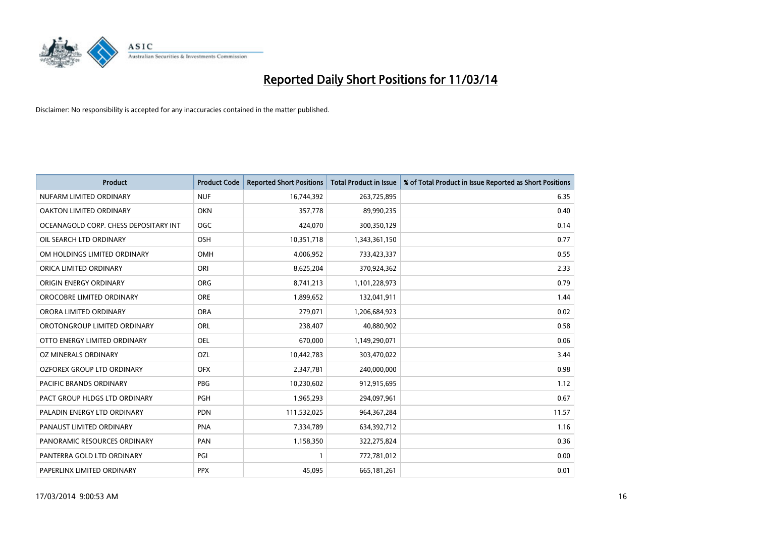# Reported Daily Short Positions for 11/03/14

Disclaimer: No responsibility is accepted for any inaccuracies contained in the matter published.

| Product | Product Code | Reported Short Positions | Total Product in Issue | % of Total Product in Issue Reported as Short Positions |
|---|---|---|---|---|
| NUFARM LIMITED ORDINARY | NUF | 16,744,392 | 263,725,895 | 6.35 |
| OAKTON LIMITED ORDINARY | OKN | 357,778 | 89,990,235 | 0.40 |
| OCEANAGOLD CORP. CHESS DEPOSITARY INT | OGC | 424,070 | 300,350,129 | 0.14 |
| OIL SEARCH LTD ORDINARY | OSH | 10,351,718 | 1,343,361,150 | 0.77 |
| OM HOLDINGS LIMITED ORDINARY | OMH | 4,006,952 | 733,423,337 | 0.55 |
| ORICA LIMITED ORDINARY | ORI | 8,625,204 | 370,924,362 | 2.33 |
| ORIGIN ENERGY ORDINARY | ORG | 8,741,213 | 1,101,228,973 | 0.79 |
| OROCOBRE LIMITED ORDINARY | ORE | 1,899,652 | 132,041,911 | 1.44 |
| ORORA LIMITED ORDINARY | ORA | 279,071 | 1,206,684,923 | 0.02 |
| OROTONGROUP LIMITED ORDINARY | ORL | 238,407 | 40,880,902 | 0.58 |
| OTTO ENERGY LIMITED ORDINARY | OEL | 670,000 | 1,149,290,071 | 0.06 |
| OZ MINERALS ORDINARY | OZL | 10,442,783 | 303,470,022 | 3.44 |
| OZFOREX GROUP LTD ORDINARY | OFX | 2,347,781 | 240,000,000 | 0.98 |
| PACIFIC BRANDS ORDINARY | PBG | 10,230,602 | 912,915,695 | 1.12 |
| PACT GROUP HLDGS LTD ORDINARY | PGH | 1,965,293 | 294,097,961 | 0.67 |
| PALADIN ENERGY LTD ORDINARY | PDN | 111,532,025 | 964,367,284 | 11.57 |
| PANAUST LIMITED ORDINARY | PNA | 7,334,789 | 634,392,712 | 1.16 |
| PANORAMIC RESOURCES ORDINARY | PAN | 1,158,350 | 322,275,824 | 0.36 |
| PANTERRA GOLD LTD ORDINARY | PGI | 1 | 772,781,012 | 0.00 |
| PAPERLINX LIMITED ORDINARY | PPX | 45,095 | 665,181,261 | 0.01 |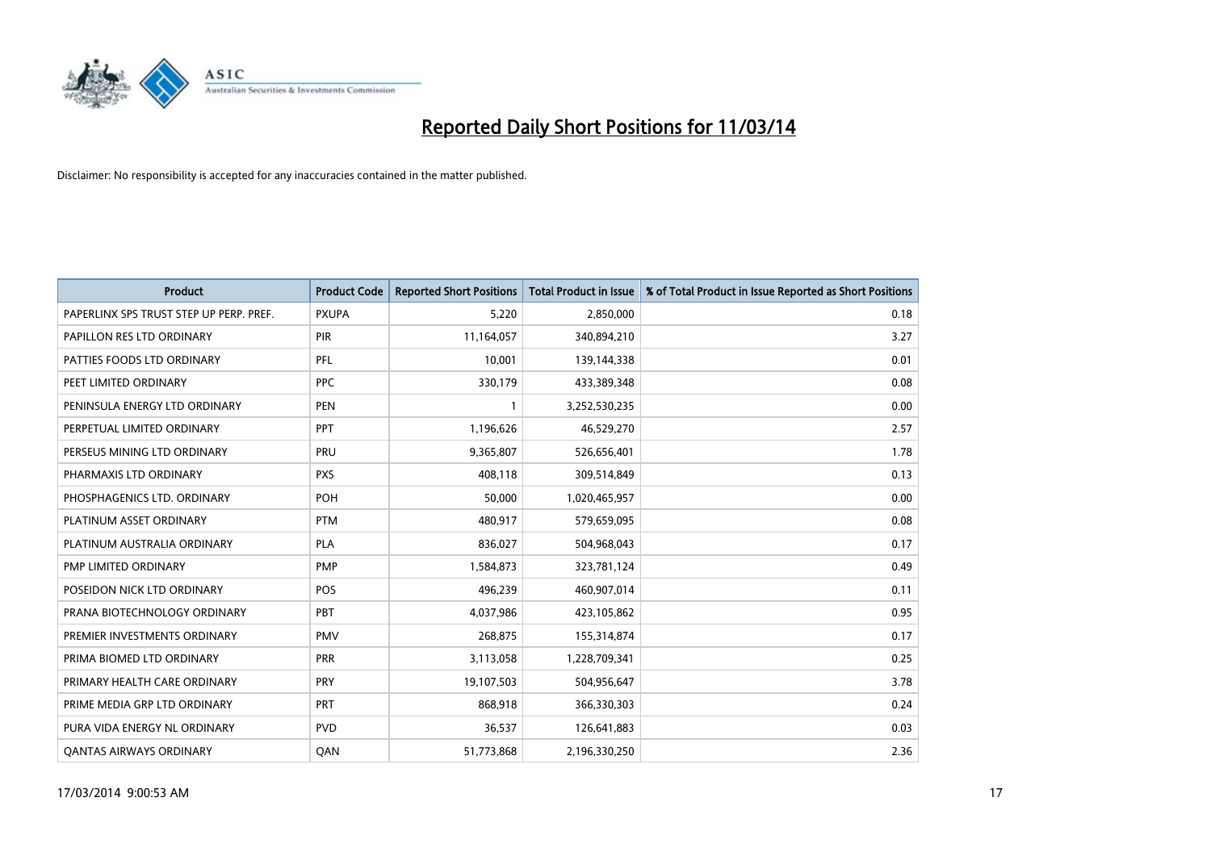# Reported Daily Short Positions for 11/03/14

Disclaimer: No responsibility is accepted for any inaccuracies contained in the matter published.

| Product | Product Code | Reported Short Positions | Total Product in Issue | % of Total Product in Issue Reported as Short Positions |
|---|---|---|---|---|
| PAPERLINX SPS TRUST STEP UP PERP. PREF. | PXUPA | 5,220 | 2,850,000 | 0.18 |
| PAPILLON RES LTD ORDINARY | PIR | 11,164,057 | 340,894,210 | 3.27 |
| PATTIES FOODS LTD ORDINARY | PFL | 10,001 | 139,144,338 | 0.01 |
| PEET LIMITED ORDINARY | PPC | 330,179 | 433,389,348 | 0.08 |
| PENINSULA ENERGY LTD ORDINARY | PEN | 1 | 3,252,530,235 | 0.00 |
| PERPETUAL LIMITED ORDINARY | PPT | 1,196,626 | 46,529,270 | 2.57 |
| PERSEUS MINING LTD ORDINARY | PRU | 9,365,807 | 526,656,401 | 1.78 |
| PHARMAXIS LTD ORDINARY | PXS | 408,118 | 309,514,849 | 0.13 |
| PHOSPHAGENICS LTD. ORDINARY | POH | 50,000 | 1,020,465,957 | 0.00 |
| PLATINUM ASSET ORDINARY | PTM | 480,917 | 579,659,095 | 0.08 |
| PLATINUM AUSTRALIA ORDINARY | PLA | 836,027 | 504,968,043 | 0.17 |
| PMP LIMITED ORDINARY | PMP | 1,584,873 | 323,781,124 | 0.49 |
| POSEIDON NICK LTD ORDINARY | POS | 496,239 | 460,907,014 | 0.11 |
| PRANA BIOTECHNOLOGY ORDINARY | PBT | 4,037,986 | 423,105,862 | 0.95 |
| PREMIER INVESTMENTS ORDINARY | PMV | 268,875 | 155,314,874 | 0.17 |
| PRIMA BIOMED LTD ORDINARY | PRR | 3,113,058 | 1,228,709,341 | 0.25 |
| PRIMARY HEALTH CARE ORDINARY | PRY | 19,107,503 | 504,956,647 | 3.78 |
| PRIME MEDIA GRP LTD ORDINARY | PRT | 868,918 | 366,330,303 | 0.24 |
| PURA VIDA ENERGY NL ORDINARY | PVD | 36,537 | 126,641,883 | 0.03 |
| QANTAS AIRWAYS ORDINARY | QAN | 51,773,868 | 2,196,330,250 | 2.36 |

17/03/2014 9:00:53 AM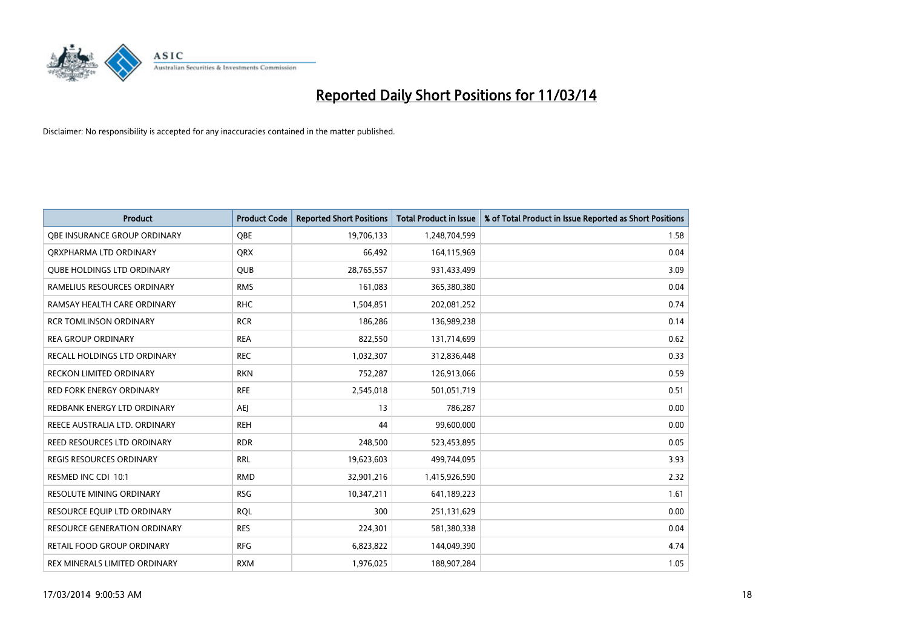# Reported Daily Short Positions for 11/03/14

Disclaimer: No responsibility is accepted for any inaccuracies contained in the matter published.

| Product | Product Code | Reported Short Positions | Total Product in Issue | % of Total Product in Issue Reported as Short Positions |
|---|---|---|---|---|
| QBE INSURANCE GROUP ORDINARY | QBE | 19,706,133 | 1,248,704,599 | 1.58 |
| QRXPHARMA LTD ORDINARY | QRX | 66,492 | 164,115,969 | 0.04 |
| QUBE HOLDINGS LTD ORDINARY | QUB | 28,765,557 | 931,433,499 | 3.09 |
| RAMELIUS RESOURCES ORDINARY | RMS | 161,083 | 365,380,380 | 0.04 |
| RAMSAY HEALTH CARE ORDINARY | RHC | 1,504,851 | 202,081,252 | 0.74 |
| RCR TOMLINSON ORDINARY | RCR | 186,286 | 136,989,238 | 0.14 |
| REA GROUP ORDINARY | REA | 822,550 | 131,714,699 | 0.62 |
| RECALL HOLDINGS LTD ORDINARY | REC | 1,032,307 | 312,836,448 | 0.33 |
| RECKON LIMITED ORDINARY | RKN | 752,287 | 126,913,066 | 0.59 |
| RED FORK ENERGY ORDINARY | RFE | 2,545,018 | 501,051,719 | 0.51 |
| REDBANK ENERGY LTD ORDINARY | AEJ | 13 | 786,287 | 0.00 |
| REECE AUSTRALIA LTD. ORDINARY | REH | 44 | 99,600,000 | 0.00 |
| REED RESOURCES LTD ORDINARY | RDR | 248,500 | 523,453,895 | 0.05 |
| REGIS RESOURCES ORDINARY | RRL | 19,623,603 | 499,744,095 | 3.93 |
| RESMED INC CDI 10:1 | RMD | 32,901,216 | 1,415,926,590 | 2.32 |
| RESOLUTE MINING ORDINARY | RSG | 10,347,211 | 641,189,223 | 1.61 |
| RESOURCE EQUIP LTD ORDINARY | RQL | 300 | 251,131,629 | 0.00 |
| RESOURCE GENERATION ORDINARY | RES | 224,301 | 581,380,338 | 0.04 |
| RETAIL FOOD GROUP ORDINARY | RFG | 6,823,822 | 144,049,390 | 4.74 |
| REX MINERALS LIMITED ORDINARY | RXM | 1,976,025 | 188,907,284 | 1.05 |

17/03/2014 9:00:53 AM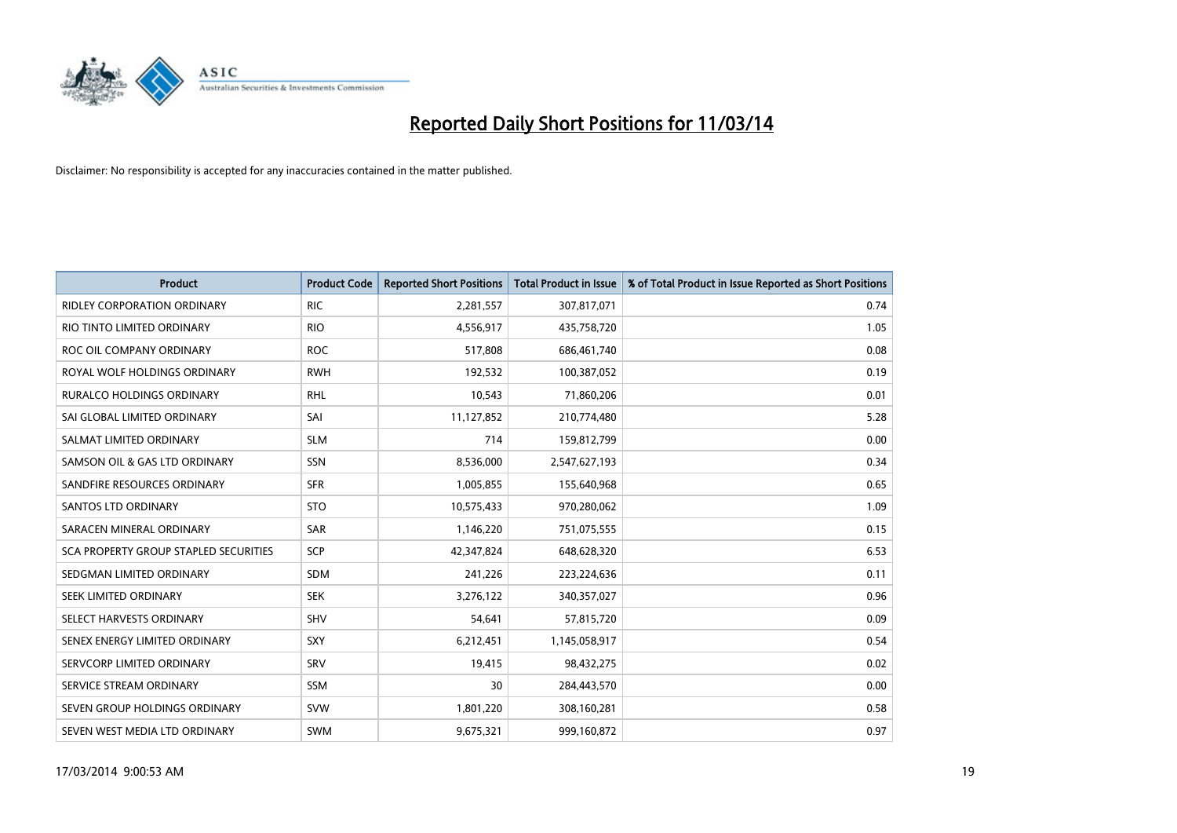# Reported Daily Short Positions for 11/03/14

Disclaimer: No responsibility is accepted for any inaccuracies contained in the matter published.

| Product | Product Code | Reported Short Positions | Total Product in Issue | % of Total Product in Issue Reported as Short Positions |
|---|---|---|---|---|
| RIDLEY CORPORATION ORDINARY | RIC | 2,281,557 | 307,817,071 | 0.74 |
| RIO TINTO LIMITED ORDINARY | RIO | 4,556,917 | 435,758,720 | 1.05 |
| ROC OIL COMPANY ORDINARY | ROC | 517,808 | 686,461,740 | 0.08 |
| ROYAL WOLF HOLDINGS ORDINARY | RWH | 192,532 | 100,387,052 | 0.19 |
| RURALCO HOLDINGS ORDINARY | RHL | 10,543 | 71,860,206 | 0.01 |
| SAI GLOBAL LIMITED ORDINARY | SAI | 11,127,852 | 210,774,480 | 5.28 |
| SALMAT LIMITED ORDINARY | SLM | 714 | 159,812,799 | 0.00 |
| SAMSON OIL & GAS LTD ORDINARY | SSN | 8,536,000 | 2,547,627,193 | 0.34 |
| SANDFIRE RESOURCES ORDINARY | SFR | 1,005,855 | 155,640,968 | 0.65 |
| SANTOS LTD ORDINARY | STO | 10,575,433 | 970,280,062 | 1.09 |
| SARACEN MINERAL ORDINARY | SAR | 1,146,220 | 751,075,555 | 0.15 |
| SCA PROPERTY GROUP STAPLED SECURITIES | SCP | 42,347,824 | 648,628,320 | 6.53 |
| SEDGMAN LIMITED ORDINARY | SDM | 241,226 | 223,224,636 | 0.11 |
| SEEK LIMITED ORDINARY | SEK | 3,276,122 | 340,357,027 | 0.96 |
| SELECT HARVESTS ORDINARY | SHV | 54,641 | 57,815,720 | 0.09 |
| SENEX ENERGY LIMITED ORDINARY | SXY | 6,212,451 | 1,145,058,917 | 0.54 |
| SERVCORP LIMITED ORDINARY | SRV | 19,415 | 98,432,275 | 0.02 |
| SERVICE STREAM ORDINARY | SSM | 30 | 284,443,570 | 0.00 |
| SEVEN GROUP HOLDINGS ORDINARY | SVW | 1,801,220 | 308,160,281 | 0.58 |
| SEVEN WEST MEDIA LTD ORDINARY | SWM | 9,675,321 | 999,160,872 | 0.97 |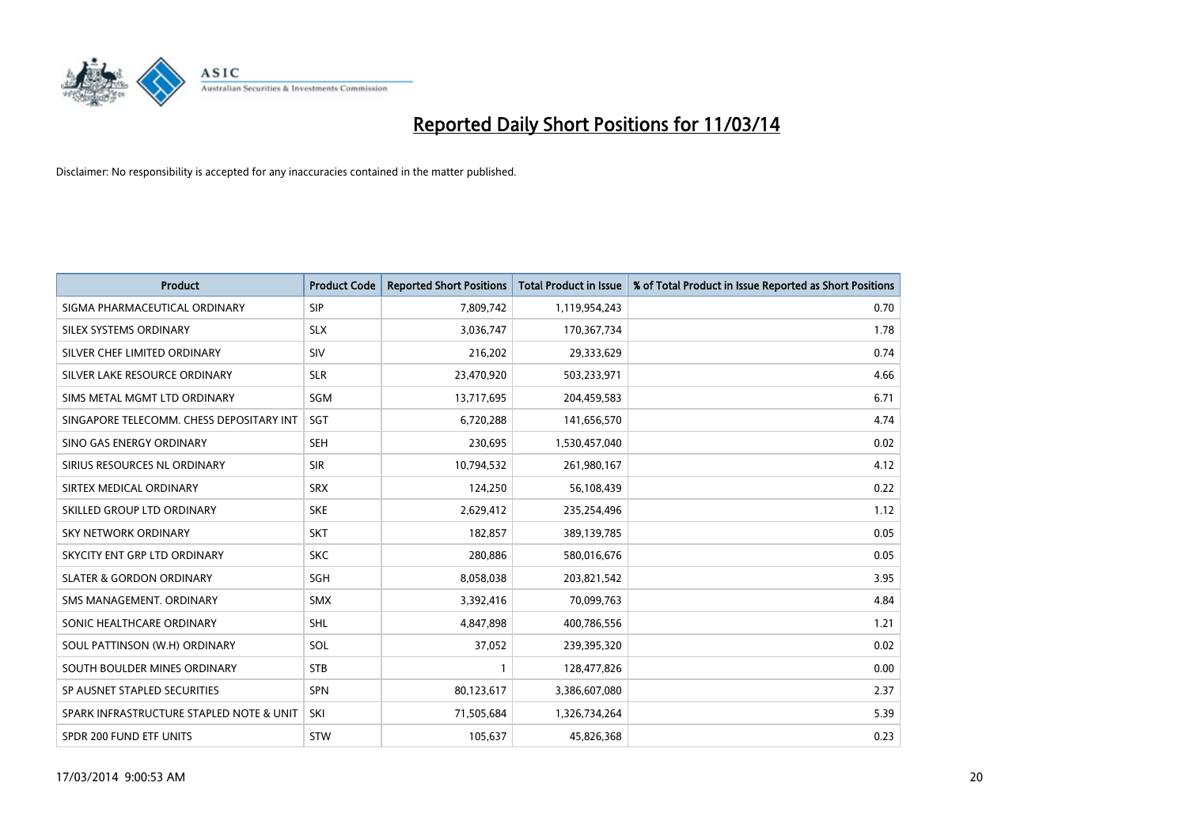# Reported Daily Short Positions for 11/03/14

Disclaimer: No responsibility is accepted for any inaccuracies contained in the matter published.

| Product | Product Code | Reported Short Positions | Total Product in Issue | % of Total Product in Issue Reported as Short Positions |
|---|---|---|---|---|
| SIGMA PHARMACEUTICAL ORDINARY | SIP | 7,809,742 | 1,119,954,243 | 0.70 |
| SILEX SYSTEMS ORDINARY | SLX | 3,036,747 | 170,367,734 | 1.78 |
| SILVER CHEF LIMITED ORDINARY | SIV | 216,202 | 29,333,629 | 0.74 |
| SILVER LAKE RESOURCE ORDINARY | SLR | 23,470,920 | 503,233,971 | 4.66 |
| SIMS METAL MGMT LTD ORDINARY | SGM | 13,717,695 | 204,459,583 | 6.71 |
| SINGAPORE TELECOMM. CHESS DEPOSITARY INT | SGT | 6,720,288 | 141,656,570 | 4.74 |
| SINO GAS ENERGY ORDINARY | SEH | 230,695 | 1,530,457,040 | 0.02 |
| SIRIUS RESOURCES NL ORDINARY | SIR | 10,794,532 | 261,980,167 | 4.12 |
| SIRTEX MEDICAL ORDINARY | SRX | 124,250 | 56,108,439 | 0.22 |
| SKILLED GROUP LTD ORDINARY | SKE | 2,629,412 | 235,254,496 | 1.12 |
| SKY NETWORK ORDINARY | SKT | 182,857 | 389,139,785 | 0.05 |
| SKYCITY ENT GRP LTD ORDINARY | SKC | 280,886 | 580,016,676 | 0.05 |
| SLATER & GORDON ORDINARY | SGH | 8,058,038 | 203,821,542 | 3.95 |
| SMS MANAGEMENT. ORDINARY | SMX | 3,392,416 | 70,099,763 | 4.84 |
| SONIC HEALTHCARE ORDINARY | SHL | 4,847,898 | 400,786,556 | 1.21 |
| SOUL PATTINSON (W.H) ORDINARY | SOL | 37,052 | 239,395,320 | 0.02 |
| SOUTH BOULDER MINES ORDINARY | STB | 1 | 128,477,826 | 0.00 |
| SP AUSNET STAPLED SECURITIES | SPN | 80,123,617 | 3,386,607,080 | 2.37 |
| SPARK INFRASTRUCTURE STAPLED NOTE & UNIT | SKI | 71,505,684 | 1,326,734,264 | 5.39 |
| SPDR 200 FUND ETF UNITS | STW | 105,637 | 45,826,368 | 0.23 |

17/03/2014 9:00:53 AM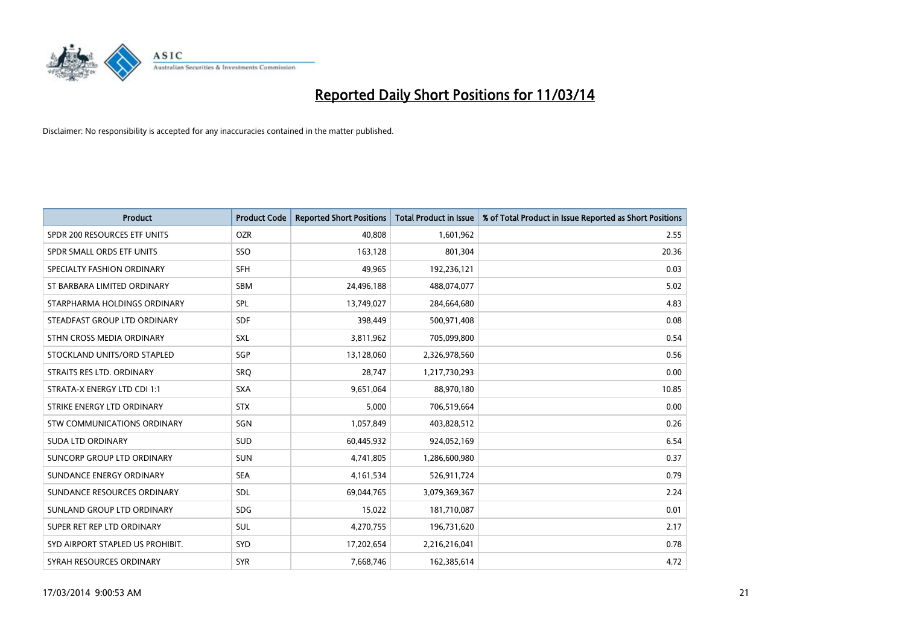# Reported Daily Short Positions for 11/03/14

Disclaimer: No responsibility is accepted for any inaccuracies contained in the matter published.

| Product | Product Code | Reported Short Positions | Total Product in Issue | % of Total Product in Issue Reported as Short Positions |
|---|---|---|---|---|
| SPDR 200 RESOURCES ETF UNITS | OZR | 40,808 | 1,601,962 | 2.55 |
| SPDR SMALL ORDS ETF UNITS | SSO | 163,128 | 801,304 | 20.36 |
| SPECIALTY FASHION ORDINARY | SFH | 49,965 | 192,236,121 | 0.03 |
| ST BARBARA LIMITED ORDINARY | SBM | 24,496,188 | 488,074,077 | 5.02 |
| STARPHARMA HOLDINGS ORDINARY | SPL | 13,749,027 | 284,664,680 | 4.83 |
| STEADFAST GROUP LTD ORDINARY | SDF | 398,449 | 500,971,408 | 0.08 |
| STHN CROSS MEDIA ORDINARY | SXL | 3,811,962 | 705,099,800 | 0.54 |
| STOCKLAND UNITS/ORD STAPLED | SGP | 13,128,060 | 2,326,978,560 | 0.56 |
| STRAITS RES LTD. ORDINARY | SRQ | 28,747 | 1,217,730,293 | 0.00 |
| STRATA-X ENERGY LTD CDI 1:1 | SXA | 9,651,064 | 88,970,180 | 10.85 |
| STRIKE ENERGY LTD ORDINARY | STX | 5,000 | 706,519,664 | 0.00 |
| STW COMMUNICATIONS ORDINARY | SGN | 1,057,849 | 403,828,512 | 0.26 |
| SUDA LTD ORDINARY | SUD | 60,445,932 | 924,052,169 | 6.54 |
| SUNCORP GROUP LTD ORDINARY | SUN | 4,741,805 | 1,286,600,980 | 0.37 |
| SUNDANCE ENERGY ORDINARY | SEA | 4,161,534 | 526,911,724 | 0.79 |
| SUNDANCE RESOURCES ORDINARY | SDL | 69,044,765 | 3,079,369,367 | 2.24 |
| SUNLAND GROUP LTD ORDINARY | SDG | 15,022 | 181,710,087 | 0.01 |
| SUPER RET REP LTD ORDINARY | SUL | 4,270,755 | 196,731,620 | 2.17 |
| SYD AIRPORT STAPLED US PROHIBIT. | SYD | 17,202,654 | 2,216,216,041 | 0.78 |
| SYRAH RESOURCES ORDINARY | SYR | 7,668,746 | 162,385,614 | 4.72 |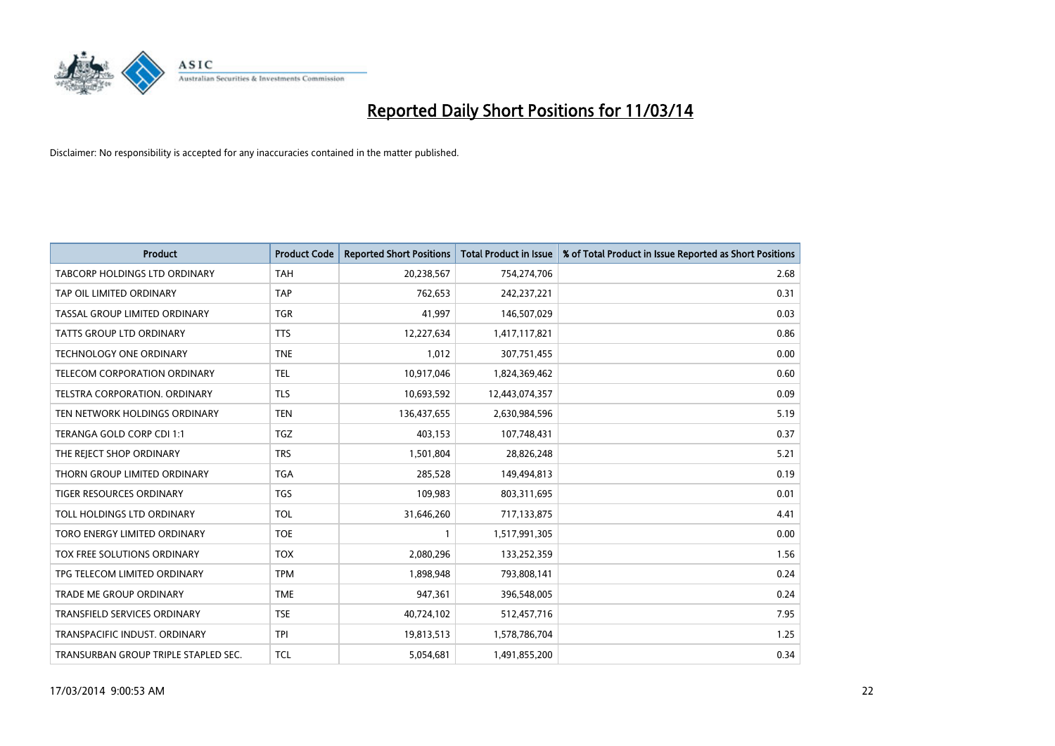# Reported Daily Short Positions for 11/03/14

Disclaimer: No responsibility is accepted for any inaccuracies contained in the matter published.

| Product | Product Code | Reported Short Positions | Total Product in Issue | % of Total Product in Issue Reported as Short Positions |
|---|---|---|---|---|
| TABCORP HOLDINGS LTD ORDINARY | TAH | 20,238,567 | 754,274,706 | 2.68 |
| TAP OIL LIMITED ORDINARY | TAP | 762,653 | 242,237,221 | 0.31 |
| TASSAL GROUP LIMITED ORDINARY | TGR | 41,997 | 146,507,029 | 0.03 |
| TATTS GROUP LTD ORDINARY | TTS | 12,227,634 | 1,417,117,821 | 0.86 |
| TECHNOLOGY ONE ORDINARY | TNE | 1,012 | 307,751,455 | 0.00 |
| TELECOM CORPORATION ORDINARY | TEL | 10,917,046 | 1,824,369,462 | 0.60 |
| TELSTRA CORPORATION. ORDINARY | TLS | 10,693,592 | 12,443,074,357 | 0.09 |
| TEN NETWORK HOLDINGS ORDINARY | TEN | 136,437,655 | 2,630,984,596 | 5.19 |
| TERANGA GOLD CORP CDI 1:1 | TGZ | 403,153 | 107,748,431 | 0.37 |
| THE REJECT SHOP ORDINARY | TRS | 1,501,804 | 28,826,248 | 5.21 |
| THORN GROUP LIMITED ORDINARY | TGA | 285,528 | 149,494,813 | 0.19 |
| TIGER RESOURCES ORDINARY | TGS | 109,983 | 803,311,695 | 0.01 |
| TOLL HOLDINGS LTD ORDINARY | TOL | 31,646,260 | 717,133,875 | 4.41 |
| TORO ENERGY LIMITED ORDINARY | TOE | 1 | 1,517,991,305 | 0.00 |
| TOX FREE SOLUTIONS ORDINARY | TOX | 2,080,296 | 133,252,359 | 1.56 |
| TPG TELECOM LIMITED ORDINARY | TPM | 1,898,948 | 793,808,141 | 0.24 |
| TRADE ME GROUP ORDINARY | TME | 947,361 | 396,548,005 | 0.24 |
| TRANSFIELD SERVICES ORDINARY | TSE | 40,724,102 | 512,457,716 | 7.95 |
| TRANSPACIFIC INDUST. ORDINARY | TPI | 19,813,513 | 1,578,786,704 | 1.25 |
| TRANSURBAN GROUP TRIPLE STAPLED SEC. | TCL | 5,054,681 | 1,491,855,200 | 0.34 |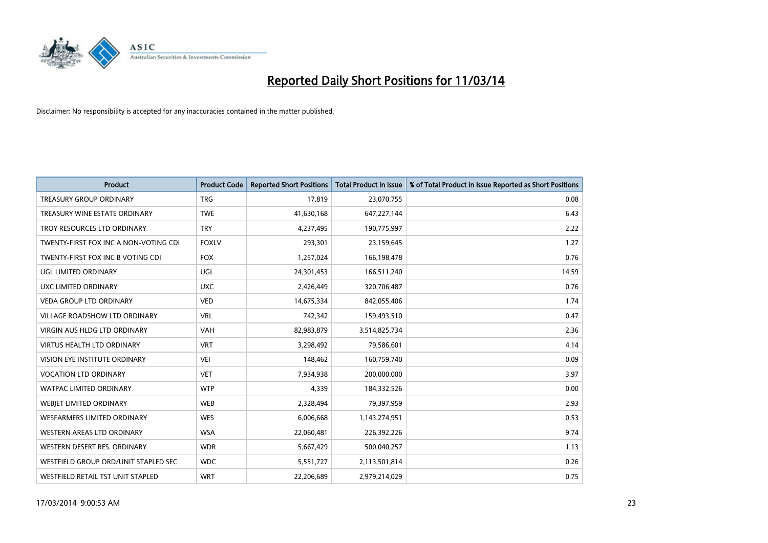# Reported Daily Short Positions for 11/03/14

Disclaimer: No responsibility is accepted for any inaccuracies contained in the matter published.

| Product | Product Code | Reported Short Positions | Total Product in Issue | % of Total Product in Issue Reported as Short Positions |
|---|---|---|---|---|
| TREASURY GROUP ORDINARY | TRG | 17,819 | 23,070,755 | 0.08 |
| TREASURY WINE ESTATE ORDINARY | TWE | 41,630,168 | 647,227,144 | 6.43 |
| TROY RESOURCES LTD ORDINARY | TRY | 4,237,495 | 190,775,997 | 2.22 |
| TWENTY-FIRST FOX INC A NON-VOTING CDI | FOXLV | 293,301 | 23,159,645 | 1.27 |
| TWENTY-FIRST FOX INC B VOTING CDI | FOX | 1,257,024 | 166,198,478 | 0.76 |
| UGL LIMITED ORDINARY | UGL | 24,301,453 | 166,511,240 | 14.59 |
| UXC LIMITED ORDINARY | UXC | 2,426,449 | 320,706,487 | 0.76 |
| VEDA GROUP LTD ORDINARY | VED | 14,675,334 | 842,055,406 | 1.74 |
| VILLAGE ROADSHOW LTD ORDINARY | VRL | 742,342 | 159,493,510 | 0.47 |
| VIRGIN AUS HLDG LTD ORDINARY | VAH | 82,983,879 | 3,514,825,734 | 2.36 |
| VIRTUS HEALTH LTD ORDINARY | VRT | 3,298,492 | 79,586,601 | 4.14 |
| VISION EYE INSTITUTE ORDINARY | VEI | 148,462 | 160,759,740 | 0.09 |
| VOCATION LTD ORDINARY | VET | 7,934,938 | 200,000,000 | 3.97 |
| WATPAC LIMITED ORDINARY | WTP | 4,339 | 184,332,526 | 0.00 |
| WEBJET LIMITED ORDINARY | WEB | 2,328,494 | 79,397,959 | 2.93 |
| WESFARMERS LIMITED ORDINARY | WES | 6,006,668 | 1,143,274,951 | 0.53 |
| WESTERN AREAS LTD ORDINARY | WSA | 22,060,481 | 226,392,226 | 9.74 |
| WESTERN DESERT RES. ORDINARY | WDR | 5,667,429 | 500,040,257 | 1.13 |
| WESTFIELD GROUP ORD/UNIT STAPLED SEC | WDC | 5,551,727 | 2,113,501,814 | 0.26 |
| WESTFIELD RETAIL TST UNIT STAPLED | WRT | 22,206,689 | 2,979,214,029 | 0.75 |

17/03/2014 9:00:53 AM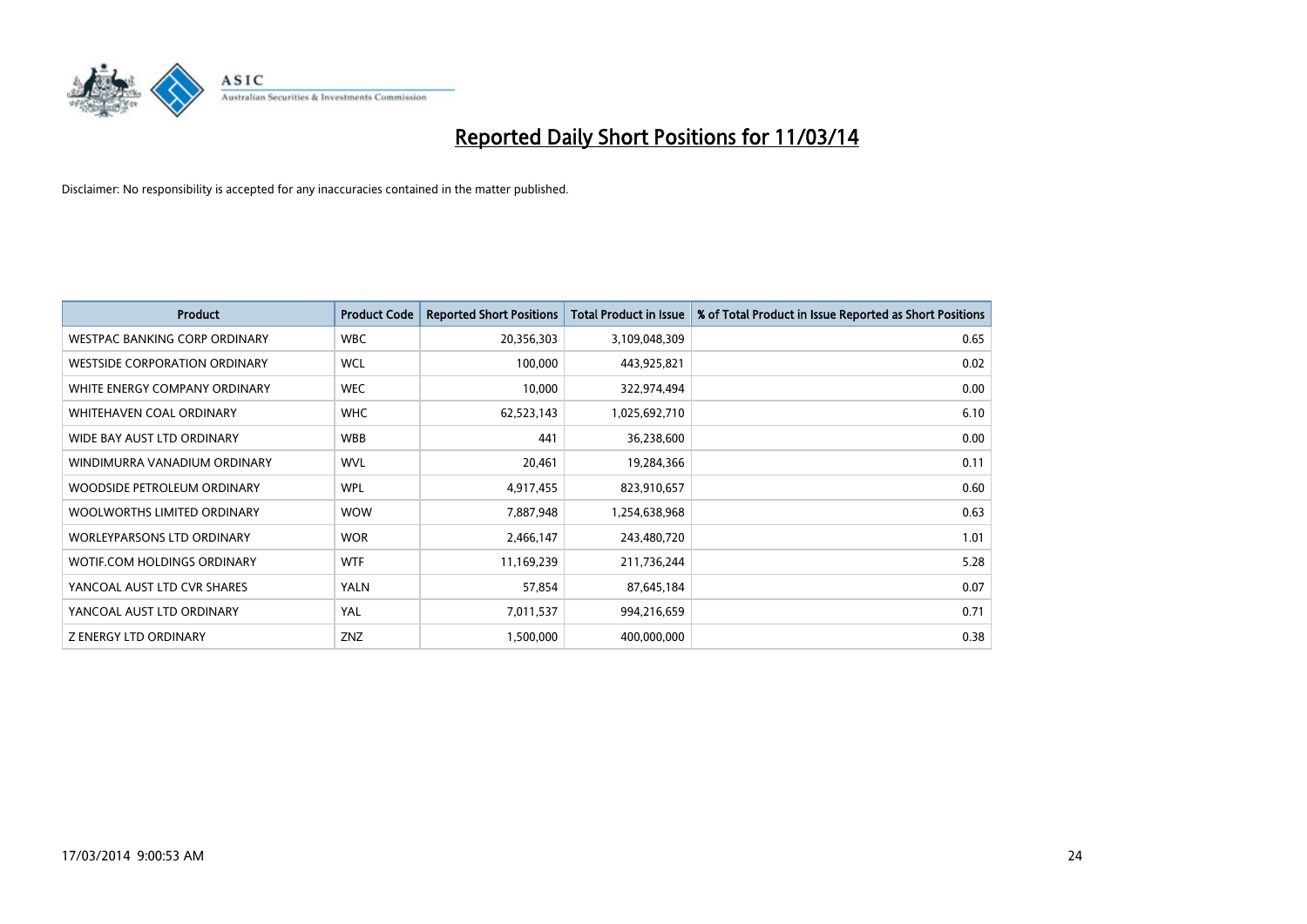# Reported Daily Short Positions for 11/03/14

Disclaimer: No responsibility is accepted for any inaccuracies contained in the matter published.

| Product | Product Code | Reported Short Positions | Total Product in Issue | % of Total Product in Issue Reported as Short Positions |
|---|---|---|---|---|
| WESTPAC BANKING CORP ORDINARY | WBC | 20,356,303 | 3,109,048,309 | 0.65 |
| WESTSIDE CORPORATION ORDINARY | WCL | 100,000 | 443,925,821 | 0.02 |
| WHITE ENERGY COMPANY ORDINARY | WEC | 10,000 | 322,974,494 | 0.00 |
| WHITEHAVEN COAL ORDINARY | WHC | 62,523,143 | 1,025,692,710 | 6.10 |
| WIDE BAY AUST LTD ORDINARY | WBB | 441 | 36,238,600 | 0.00 |
| WINDIMURRA VANADIUM ORDINARY | WVL | 20,461 | 19,284,366 | 0.11 |
| WOODSIDE PETROLEUM ORDINARY | WPL | 4,917,455 | 823,910,657 | 0.60 |
| WOOLWORTHS LIMITED ORDINARY | WOW | 7,887,948 | 1,254,638,968 | 0.63 |
| WORLEYPARSONS LTD ORDINARY | WOR | 2,466,147 | 243,480,720 | 1.01 |
| WOTIF.COM HOLDINGS ORDINARY | WTF | 11,169,239 | 211,736,244 | 5.28 |
| YANCOAL AUST LTD CVR SHARES | YALN | 57,854 | 87,645,184 | 0.07 |
| YANCOAL AUST LTD ORDINARY | YAL | 7,011,537 | 994,216,659 | 0.71 |
| Z ENERGY LTD ORDINARY | ZNZ | 1,500,000 | 400,000,000 | 0.38 |

17/03/2014 9:00:53 AM